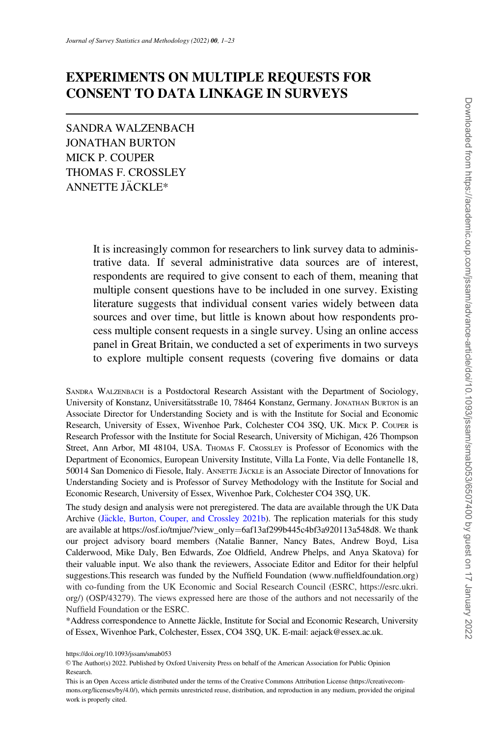# EXPERIMENTS ON MULTIPLE REQUESTS FOR CONSENT TO DATA LINKAGE IN SURVEYS

SANDRA WALZENBACH
JONATHAN BURTON
MICK P. COUPER
THOMAS F. CROSSLEY
ANNETTE JÄCKLE*

It is increasingly common for researchers to link survey data to administrative data. If several administrative data sources are of interest, respondents are required to give consent to each of them, meaning that multiple consent questions have to be included in one survey. Existing literature suggests that individual consent varies widely between data sources and over time, but little is known about how respondents process multiple consent requests in a single survey. Using an online access panel in Great Britain, we conducted a set of experiments in two surveys to explore multiple consent requests (covering five domains or data

SANDRA WALZENBACH is a Postdoctoral Research Assistant with the Department of Sociology, University of Konstanz, Universitätsstraße 10, 78464 Konstanz, Germany. JONATHAN BURTON is an Associate Director for Understanding Society and is with the Institute for Social and Economic Research, University of Essex, Wivenhoe Park, Colchester CO4 3SQ, UK. MICK P. COUPER is Research Professor with the Institute for Social Research, University of Michigan, 426 Thompson Street, Ann Arbor, MI 48104, USA. THOMAS F. CROSSLEY is Professor of Economics with the Department of Economics, European University Institute, Villa La Fonte, Via delle Fontanelle 18, 50014 San Domenico di Fiesole, Italy. ANNETTE JÄCKLE is an Associate Director of Innovations for Understanding Society and is Professor of Survey Methodology with the Institute for Social and Economic Research, University of Essex, Wivenhoe Park, Colchester CO4 3SQ, UK.

The study design and analysis were not preregistered. The data are available through the UK Data Archive (Jäckle, Burton, Couper, and Crossley 2021b). The replication materials for this study are available at https://osf.io/tmjue/?view_only=6af13af299b445c4bf3a920113a548d8. We thank our project advisory board members (Natalie Banner, Nancy Bates, Andrew Boyd, Lisa Calderwood, Mike Daly, Ben Edwards, Zoe Oldfield, Andrew Phelps, and Anya Skatova) for their valuable input. We also thank the reviewers, Associate Editor and Editor for their helpful suggestions.This research was funded by the Nuffield Foundation (www.nuffieldfoundation.org) with co-funding from the UK Economic and Social Research Council (ESRC, https://esrc.ukri.org/) (OSP/43279). The views expressed here are those of the authors and not necessarily of the Nuffield Foundation or the ESRC.

*Address correspondence to Annette Jäckle, Institute for Social and Economic Research, University of Essex, Wivenhoe Park, Colchester, Essex, CO4 3SQ, UK. E-mail: aejack@essex.ac.uk.

https://doi.org/10.1093/jssam/smab053

© The Author(s) 2022. Published by Oxford University Press on behalf of the American Association for Public Opinion Research.

This is an Open Access article distributed under the terms of the Creative Commons Attribution License (https://creativecommons.org/licenses/by/4.0/), which permits unrestricted reuse, distribution, and reproduction in any medium, provided the original work is properly cited.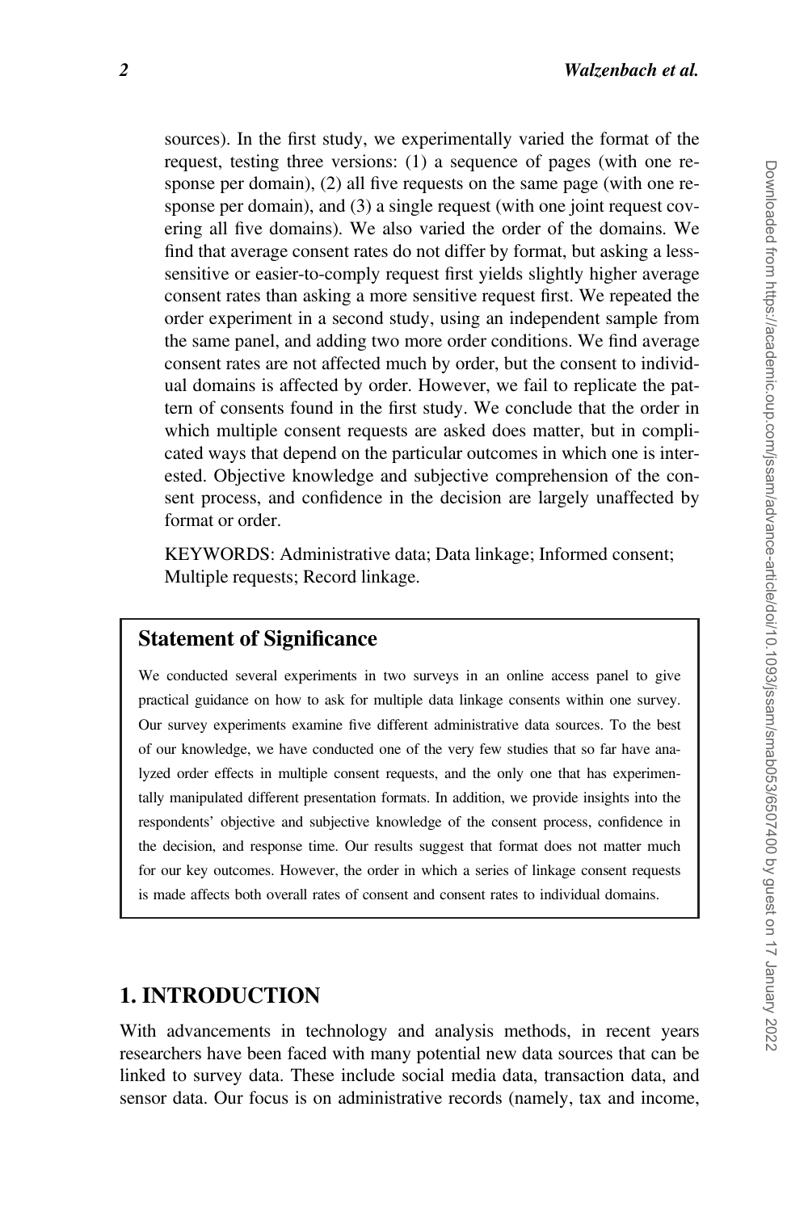sources). In the first study, we experimentally varied the format of the request, testing three versions: (1) a sequence of pages (with one response per domain), (2) all five requests on the same page (with one response per domain), and (3) a single request (with one joint request covering all five domains). We also varied the order of the domains. We find that average consent rates do not differ by format, but asking a less-sensitive or easier-to-comply request first yields slightly higher average consent rates than asking a more sensitive request first. We repeated the order experiment in a second study, using an independent sample from the same panel, and adding two more order conditions. We find average consent rates are not affected much by order, but the consent to individual domains is affected by order. However, we fail to replicate the pattern of consents found in the first study. We conclude that the order in which multiple consent requests are asked does matter, but in complicated ways that depend on the particular outcomes in which one is interested. Objective knowledge and subjective comprehension of the consent process, and confidence in the decision are largely unaffected by format or order.

KEYWORDS: Administrative data; Data linkage; Informed consent; Multiple requests; Record linkage.

## Statement of Significance

We conducted several experiments in two surveys in an online access panel to give practical guidance on how to ask for multiple data linkage consents within one survey. Our survey experiments examine five different administrative data sources. To the best of our knowledge, we have conducted one of the very few studies that so far have analyzed order effects in multiple consent requests, and the only one that has experimentally manipulated different presentation formats. In addition, we provide insights into the respondents' objective and subjective knowledge of the consent process, confidence in the decision, and response time. Our results suggest that format does not matter much for our key outcomes. However, the order in which a series of linkage consent requests is made affects both overall rates of consent and consent rates to individual domains.

## 1. INTRODUCTION

With advancements in technology and analysis methods, in recent years researchers have been faced with many potential new data sources that can be linked to survey data. These include social media data, transaction data, and sensor data. Our focus is on administrative records (namely, tax and income,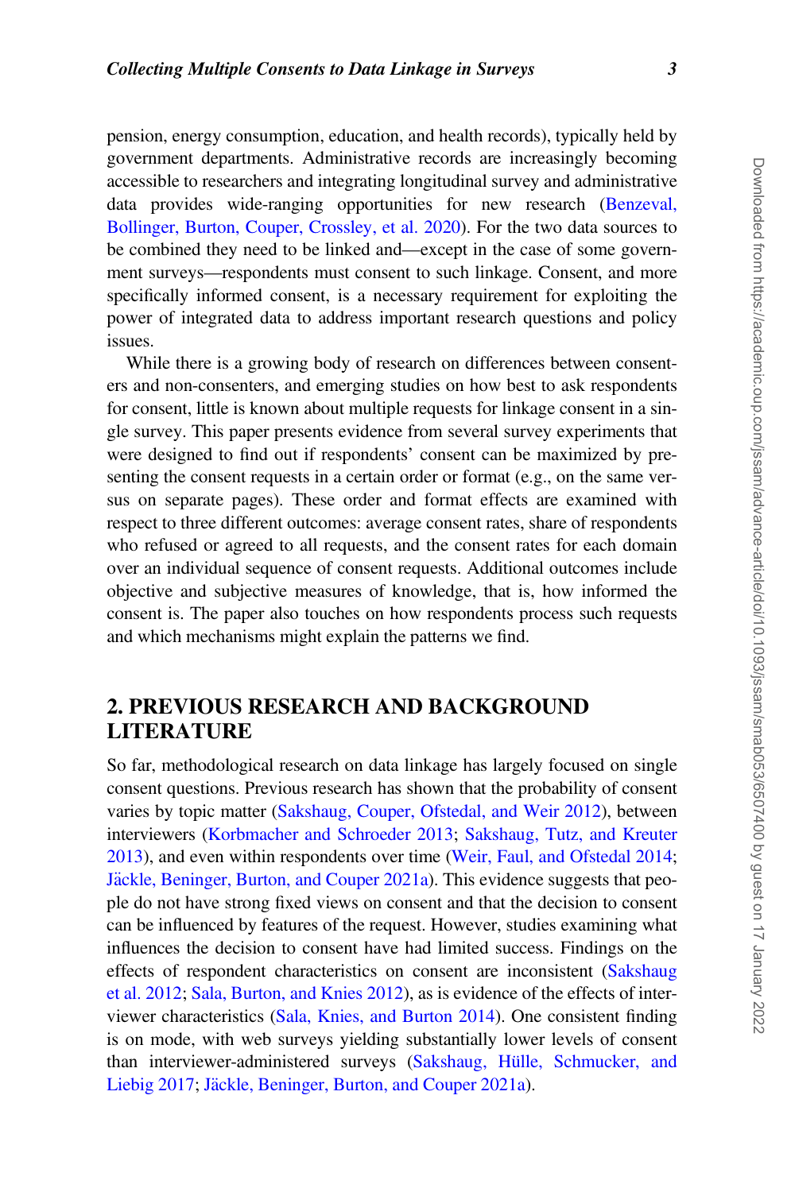pension, energy consumption, education, and health records), typically held by government departments. Administrative records are increasingly becoming accessible to researchers and integrating longitudinal survey and administrative data provides wide-ranging opportunities for new research (Benzeval, Bollinger, Burton, Couper, Crossley, et al. 2020). For the two data sources to be combined they need to be linked and—except in the case of some government surveys—respondents must consent to such linkage. Consent, and more specifically informed consent, is a necessary requirement for exploiting the power of integrated data to address important research questions and policy issues.

While there is a growing body of research on differences between consenters and non-consenters, and emerging studies on how best to ask respondents for consent, little is known about multiple requests for linkage consent in a single survey. This paper presents evidence from several survey experiments that were designed to find out if respondents' consent can be maximized by presenting the consent requests in a certain order or format (e.g., on the same versus on separate pages). These order and format effects are examined with respect to three different outcomes: average consent rates, share of respondents who refused or agreed to all requests, and the consent rates for each domain over an individual sequence of consent requests. Additional outcomes include objective and subjective measures of knowledge, that is, how informed the consent is. The paper also touches on how respondents process such requests and which mechanisms might explain the patterns we find.

## 2. PREVIOUS RESEARCH AND BACKGROUND LITERATURE

So far, methodological research on data linkage has largely focused on single consent questions. Previous research has shown that the probability of consent varies by topic matter (Sakshaug, Couper, Ofstedal, and Weir 2012), between interviewers (Korbmacher and Schroeder 2013; Sakshaug, Tutz, and Kreuter 2013), and even within respondents over time (Weir, Faul, and Ofstedal 2014; Jäckle, Beninger, Burton, and Couper 2021a). This evidence suggests that people do not have strong fixed views on consent and that the decision to consent can be influenced by features of the request. However, studies examining what influences the decision to consent have had limited success. Findings on the effects of respondent characteristics on consent are inconsistent (Sakshaug et al. 2012; Sala, Burton, and Knies 2012), as is evidence of the effects of interviewer characteristics (Sala, Knies, and Burton 2014). One consistent finding is on mode, with web surveys yielding substantially lower levels of consent than interviewer-administered surveys (Sakshaug, Hülle, Schmucker, and Liebig 2017; Jäckle, Beninger, Burton, and Couper 2021a).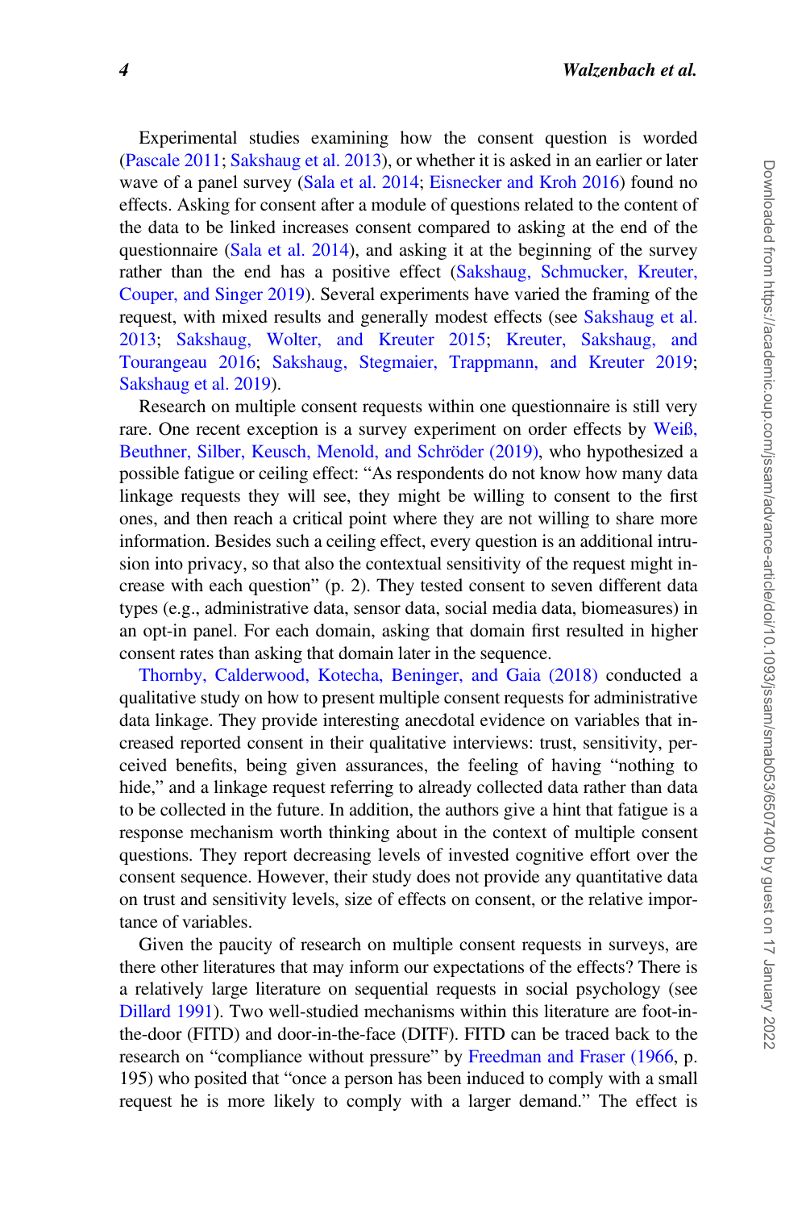Experimental studies examining how the consent question is worded (Pascale 2011; Sakshaug et al. 2013), or whether it is asked in an earlier or later wave of a panel survey (Sala et al. 2014; Eisnecker and Kroh 2016) found no effects. Asking for consent after a module of questions related to the content of the data to be linked increases consent compared to asking at the end of the questionnaire (Sala et al. 2014), and asking it at the beginning of the survey rather than the end has a positive effect (Sakshaug, Schmucker, Kreuter, Couper, and Singer 2019). Several experiments have varied the framing of the request, with mixed results and generally modest effects (see Sakshaug et al. 2013; Sakshaug, Wolter, and Kreuter 2015; Kreuter, Sakshaug, and Tourangeau 2016; Sakshaug, Stegmaier, Trappmann, and Kreuter 2019; Sakshaug et al. 2019).

Research on multiple consent requests within one questionnaire is still very rare. One recent exception is a survey experiment on order effects by Weiß, Beuthner, Silber, Keusch, Menold, and Schröder (2019), who hypothesized a possible fatigue or ceiling effect: "As respondents do not know how many data linkage requests they will see, they might be willing to consent to the first ones, and then reach a critical point where they are not willing to share more information. Besides such a ceiling effect, every question is an additional intrusion into privacy, so that also the contextual sensitivity of the request might increase with each question" (p. 2). They tested consent to seven different data types (e.g., administrative data, sensor data, social media data, biomeasures) in an opt-in panel. For each domain, asking that domain first resulted in higher consent rates than asking that domain later in the sequence.

Thornby, Calderwood, Kotecha, Beninger, and Gaia (2018) conducted a qualitative study on how to present multiple consent requests for administrative data linkage. They provide interesting anecdotal evidence on variables that increased reported consent in their qualitative interviews: trust, sensitivity, perceived benefits, being given assurances, the feeling of having "nothing to hide," and a linkage request referring to already collected data rather than data to be collected in the future. In addition, the authors give a hint that fatigue is a response mechanism worth thinking about in the context of multiple consent questions. They report decreasing levels of invested cognitive effort over the consent sequence. However, their study does not provide any quantitative data on trust and sensitivity levels, size of effects on consent, or the relative importance of variables.

Given the paucity of research on multiple consent requests in surveys, are there other literatures that may inform our expectations of the effects? There is a relatively large literature on sequential requests in social psychology (see Dillard 1991). Two well-studied mechanisms within this literature are foot-in-the-door (FITD) and door-in-the-face (DITF). FITD can be traced back to the research on "compliance without pressure" by Freedman and Fraser (1966, p. 195) who posited that "once a person has been induced to comply with a small request he is more likely to comply with a larger demand." The effect is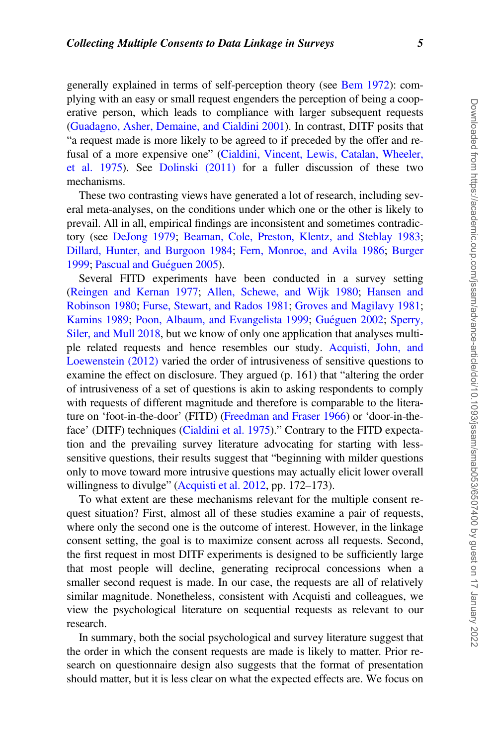generally explained in terms of self-perception theory (see Bem 1972): complying with an easy or small request engenders the perception of being a cooperative person, which leads to compliance with larger subsequent requests (Guadagno, Asher, Demaine, and Cialdini 2001). In contrast, DITF posits that "a request made is more likely to be agreed to if preceded by the offer and refusal of a more expensive one" (Cialdini, Vincent, Lewis, Catalan, Wheeler, et al. 1975). See Dolinski (2011) for a fuller discussion of these two mechanisms.

These two contrasting views have generated a lot of research, including several meta-analyses, on the conditions under which one or the other is likely to prevail. All in all, empirical findings are inconsistent and sometimes contradictory (see DeJong 1979; Beaman, Cole, Preston, Klentz, and Steblay 1983; Dillard, Hunter, and Burgoon 1984; Fern, Monroe, and Avila 1986; Burger 1999; Pascual and Guégen 2005).

Several FITD experiments have been conducted in a survey setting (Reingen and Kernan 1977; Allen, Schewe, and Wijk 1980; Hansen and Robinson 1980; Furse, Stewart, and Rados 1981; Groves and Magilavy 1981; Kamins 1989; Poon, Albaum, and Evangelista 1999; Guéguen 2002; Sperry, Siler, and Mull 2018, but we know of only one application that analyses multiple related requests and hence resembles our study. Acquisti, John, and Loewenstein (2012) varied the order of intrusiveness of sensitive questions to examine the effect on disclosure. They argued (p. 161) that "altering the order of intrusiveness of a set of questions is akin to asking respondents to comply with requests of different magnitude and therefore is comparable to the literature on 'foot-in-the-door' (FITD) (Freedman and Fraser 1966) or 'door-in-the-face' (DITF) techniques (Cialdini et al. 1975)." Contrary to the FITD expectation and the prevailing survey literature advocating for starting with less-sensitive questions, their results suggest that "beginning with milder questions only to move toward more intrusive questions may actually elicit lower overall willingness to divulge" (Acquisti et al. 2012, pp. 172–173).

To what extent are these mechanisms relevant for the multiple consent request situation? First, almost all of these studies examine a pair of requests, where only the second one is the outcome of interest. However, in the linkage consent setting, the goal is to maximize consent across all requests. Second, the first request in most DITF experiments is designed to be sufficiently large that most people will decline, generating reciprocal concessions when a smaller second request is made. In our case, the requests are all of relatively similar magnitude. Nonetheless, consistent with Acquisti and colleagues, we view the psychological literature on sequential requests as relevant to our research.

In summary, both the social psychological and survey literature suggest that the order in which the consent requests are made is likely to matter. Prior research on questionnaire design also suggests that the format of presentation should matter, but it is less clear on what the expected effects are. We focus on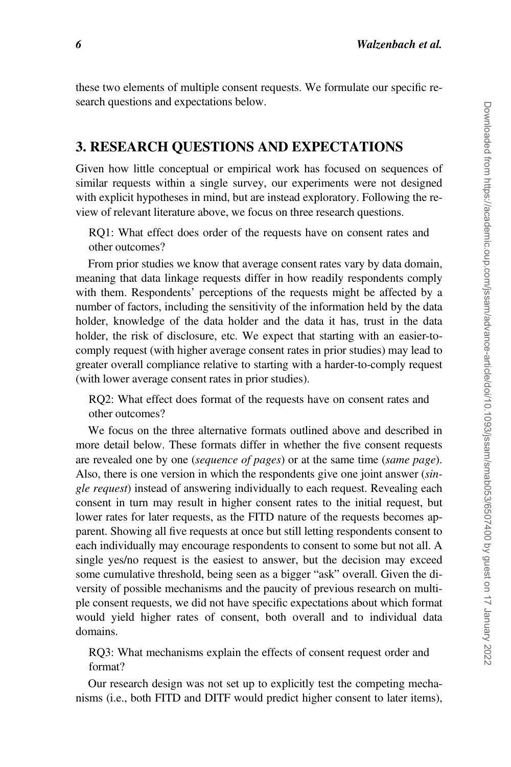these two elements of multiple consent requests. We formulate our specific research questions and expectations below.

## 3. RESEARCH QUESTIONS AND EXPECTATIONS

Given how little conceptual or empirical work has focused on sequences of similar requests within a single survey, our experiments were not designed with explicit hypotheses in mind, but are instead exploratory. Following the review of relevant literature above, we focus on three research questions.

RQ1: What effect does order of the requests have on consent rates and other outcomes?

From prior studies we know that average consent rates vary by data domain, meaning that data linkage requests differ in how readily respondents comply with them. Respondents' perceptions of the requests might be affected by a number of factors, including the sensitivity of the information held by the data holder, knowledge of the data holder and the data it has, trust in the data holder, the risk of disclosure, etc. We expect that starting with an easier-to-comply request (with higher average consent rates in prior studies) may lead to greater overall compliance relative to starting with a harder-to-comply request (with lower average consent rates in prior studies).

RQ2: What effect does format of the requests have on consent rates and other outcomes?

We focus on the three alternative formats outlined above and described in more detail below. These formats differ in whether the five consent requests are revealed one by one (*sequence of pages*) or at the same time (*same page*). Also, there is one version in which the respondents give one joint answer (*single request*) instead of answering individually to each request. Revealing each consent in turn may result in higher consent rates to the initial request, but lower rates for later requests, as the FITD nature of the requests becomes apparent. Showing all five requests at once but still letting respondents consent to each individually may encourage respondents to consent to some but not all. A single yes/no request is the easiest to answer, but the decision may exceed some cumulative threshold, being seen as a bigger "ask" overall. Given the diversity of possible mechanisms and the paucity of previous research on multiple consent requests, we did not have specific expectations about which format would yield higher rates of consent, both overall and to individual data domains.

RQ3: What mechanisms explain the effects of consent request order and format?

Our research design was not set up to explicitly test the competing mechanisms (i.e., both FITD and DITF would predict higher consent to later items),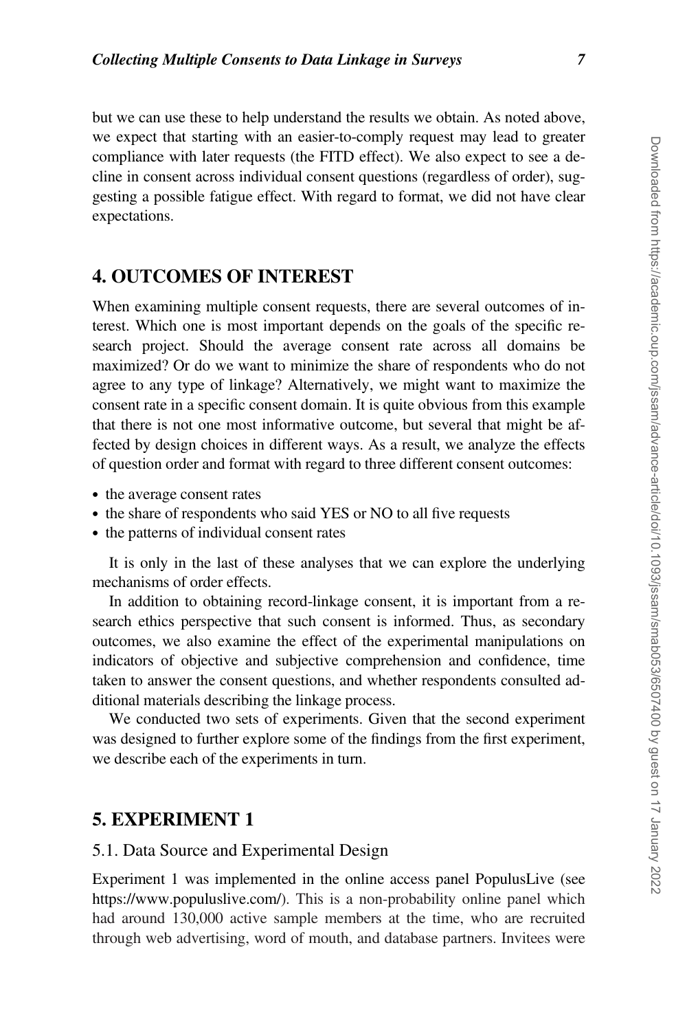but we can use these to help understand the results we obtain. As noted above, we expect that starting with an easier-to-comply request may lead to greater compliance with later requests (the FITD effect). We also expect to see a decline in consent across individual consent questions (regardless of order), suggesting a possible fatigue effect. With regard to format, we did not have clear expectations.

## 4. OUTCOMES OF INTEREST

When examining multiple consent requests, there are several outcomes of interest. Which one is most important depends on the goals of the specific research project. Should the average consent rate across all domains be maximized? Or do we want to minimize the share of respondents who do not agree to any type of linkage? Alternatively, we might want to maximize the consent rate in a specific consent domain. It is quite obvious from this example that there is not one most informative outcome, but several that might be affected by design choices in different ways. As a result, we analyze the effects of question order and format with regard to three different consent outcomes:

- the average consent rates
- the share of respondents who said YES or NO to all five requests
- the patterns of individual consent rates

It is only in the last of these analyses that we can explore the underlying mechanisms of order effects.

In addition to obtaining record-linkage consent, it is important from a research ethics perspective that such consent is informed. Thus, as secondary outcomes, we also examine the effect of the experimental manipulations on indicators of objective and subjective comprehension and confidence, time taken to answer the consent questions, and whether respondents consulted additional materials describing the linkage process.

We conducted two sets of experiments. Given that the second experiment was designed to further explore some of the findings from the first experiment, we describe each of the experiments in turn.

## 5. EXPERIMENT 1

### 5.1. Data Source and Experimental Design

Experiment 1 was implemented in the online access panel PopulusLive (see https://www.populuslive.com/). This is a non-probability online panel which had around 130,000 active sample members at the time, who are recruited through web advertising, word of mouth, and database partners. Invitees were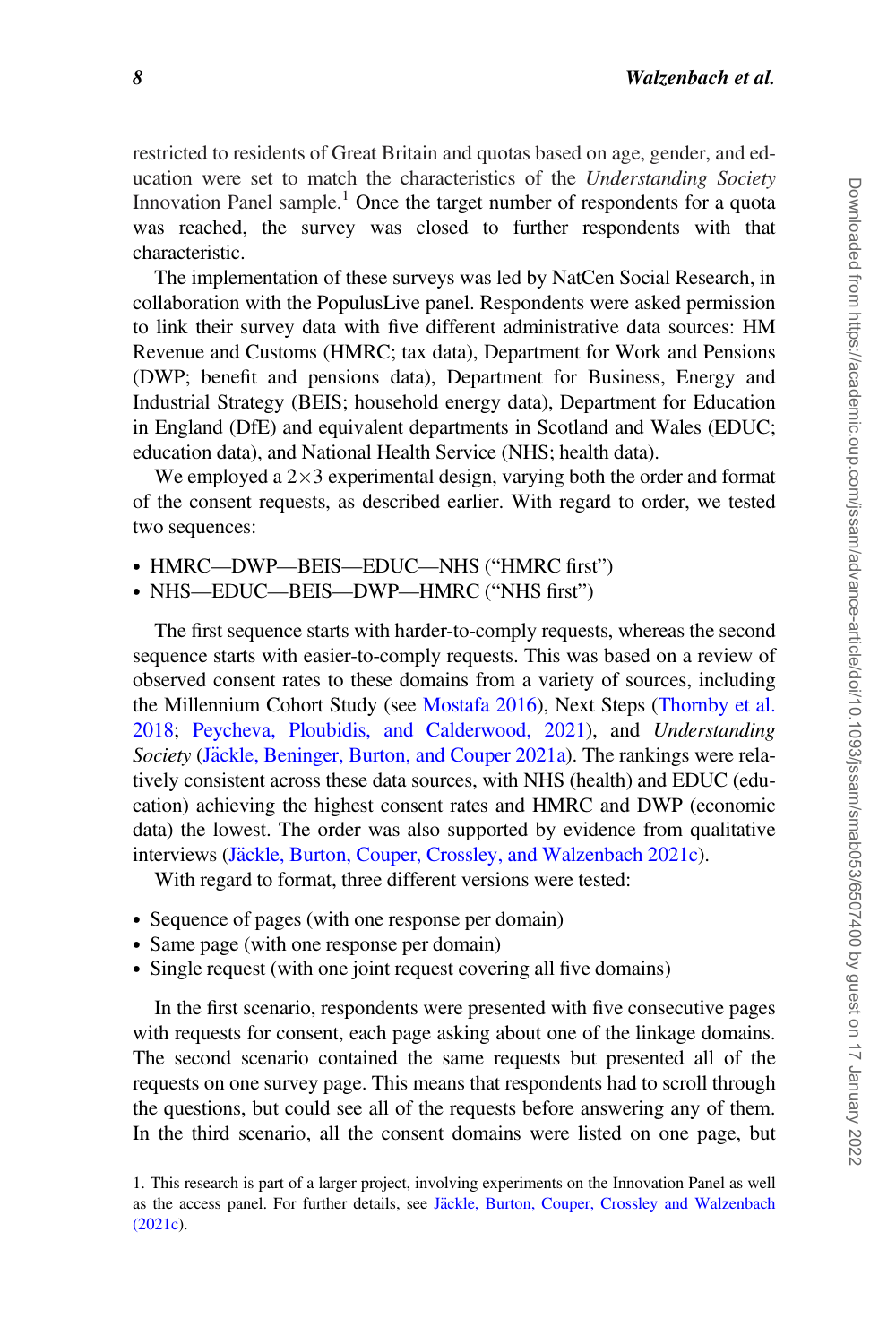restricted to residents of Great Britain and quotas based on age, gender, and education were set to match the characteristics of the *Understanding Society* Innovation Panel sample.[1] Once the target number of respondents for a quota was reached, the survey was closed to further respondents with that characteristic.

The implementation of these surveys was led by NatCen Social Research, in collaboration with the PopulusLive panel. Respondents were asked permission to link their survey data with five different administrative data sources: HM Revenue and Customs (HMRC; tax data), Department for Work and Pensions (DWP; benefit and pensions data), Department for Business, Energy and Industrial Strategy (BEIS; household energy data), Department for Education in England (DfE) and equivalent departments in Scotland and Wales (EDUC; education data), and National Health Service (NHS; health data).

We employed a 2×3 experimental design, varying both the order and format of the consent requests, as described earlier. With regard to order, we tested two sequences:

- HMRC—DWP—BEIS—EDUC—NHS ("HMRC first")
- NHS—EDUC—BEIS—DWP—HMRC ("NHS first")

The first sequence starts with harder-to-comply requests, whereas the second sequence starts with easier-to-comply requests. This was based on a review of observed consent rates to these domains from a variety of sources, including the Millennium Cohort Study (see Mostafa 2016), Next Steps (Thornby et al. 2018; Peycheva, Ploubidis, and Calderwood, 2021), and *Understanding Society* (Jäckle, Beninger, Burton, and Couper 2021a). The rankings were relatively consistent across these data sources, with NHS (health) and EDUC (education) achieving the highest consent rates and HMRC and DWP (economic data) the lowest. The order was also supported by evidence from qualitative interviews (Jäckle, Burton, Couper, Crossley, and Walzenbach 2021c).

With regard to format, three different versions were tested:

- Sequence of pages (with one response per domain)
- Same page (with one response per domain)
- Single request (with one joint request covering all five domains)

In the first scenario, respondents were presented with five consecutive pages with requests for consent, each page asking about one of the linkage domains. The second scenario contained the same requests but presented all of the requests on one survey page. This means that respondents had to scroll through the questions, but could see all of the requests before answering any of them. In the third scenario, all the consent domains were listed on one page, but

1. This research is part of a larger project, involving experiments on the Innovation Panel as well as the access panel. For further details, see Jäckle, Burton, Couper, Crossley and Walzenbach (2021c).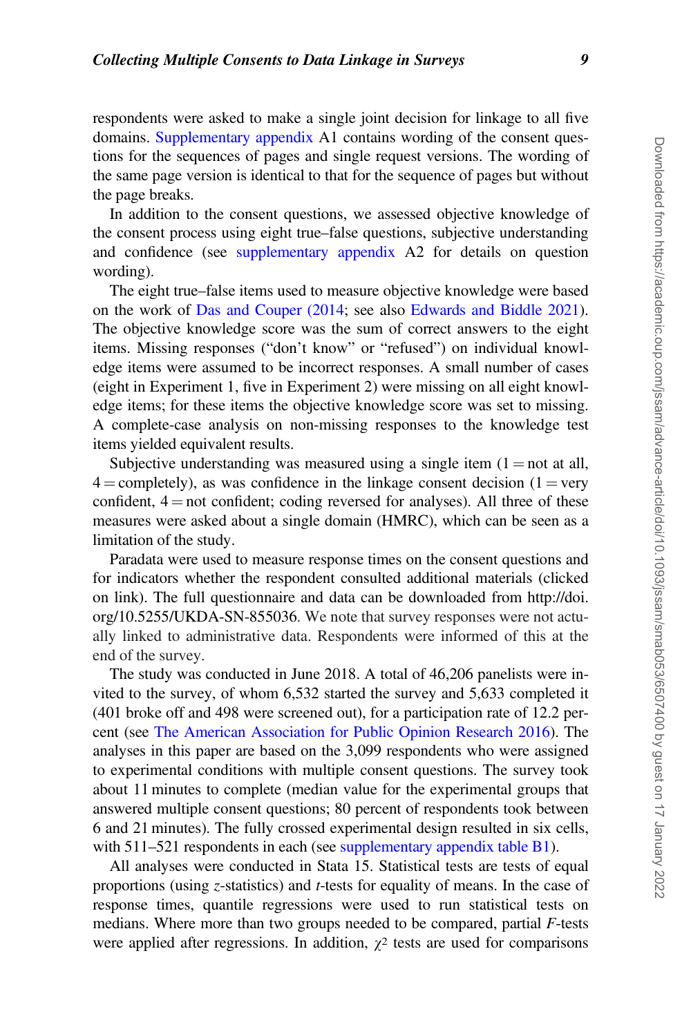respondents were asked to make a single joint decision for linkage to all five domains. Supplementary appendix A1 contains wording of the consent questions for the sequences of pages and single request versions. The wording of the same page version is identical to that for the sequence of pages but without the page breaks.

In addition to the consent questions, we assessed objective knowledge of the consent process using eight true–false questions, subjective understanding and confidence (see supplementary appendix A2 for details on question wording).

The eight true–false items used to measure objective knowledge were based on the work of Das and Couper (2014; see also Edwards and Biddle 2021). The objective knowledge score was the sum of correct answers to the eight items. Missing responses ("don't know" or "refused") on individual knowledge items were assumed to be incorrect responses. A small number of cases (eight in Experiment 1, five in Experiment 2) were missing on all eight knowledge items; for these items the objective knowledge score was set to missing. A complete-case analysis on non-missing responses to the knowledge test items yielded equivalent results.

Subjective understanding was measured using a single item (1 = not at all, 4 = completely), as was confidence in the linkage consent decision (1 = very confident, 4 = not confident; coding reversed for analyses). All three of these measures were asked about a single domain (HMRC), which can be seen as a limitation of the study.

Paradata were used to measure response times on the consent questions and for indicators whether the respondent consulted additional materials (clicked on link). The full questionnaire and data can be downloaded from http://doi.org/10.5255/UKDA-SN-855036. We note that survey responses were not actually linked to administrative data. Respondents were informed of this at the end of the survey.

The study was conducted in June 2018. A total of 46,206 panelists were invited to the survey, of whom 6,532 started the survey and 5,633 completed it (401 broke off and 498 were screened out), for a participation rate of 12.2 percent (see The American Association for Public Opinion Research 2016). The analyses in this paper are based on the 3,099 respondents who were assigned to experimental conditions with multiple consent questions. The survey took about 11 minutes to complete (median value for the experimental groups that answered multiple consent questions; 80 percent of respondents took between 6 and 21 minutes). The fully crossed experimental design resulted in six cells, with 511–521 respondents in each (see supplementary appendix table B1).

All analyses were conducted in Stata 15. Statistical tests are tests of equal proportions (using $z$-statistics) and $t$-tests for equality of means. In the case of response times, quantile regressions were used to run statistical tests on medians. Where more than two groups needed to be compared, partial $F$-tests were applied after regressions. In addition, $\chi^2$ tests are used for comparisons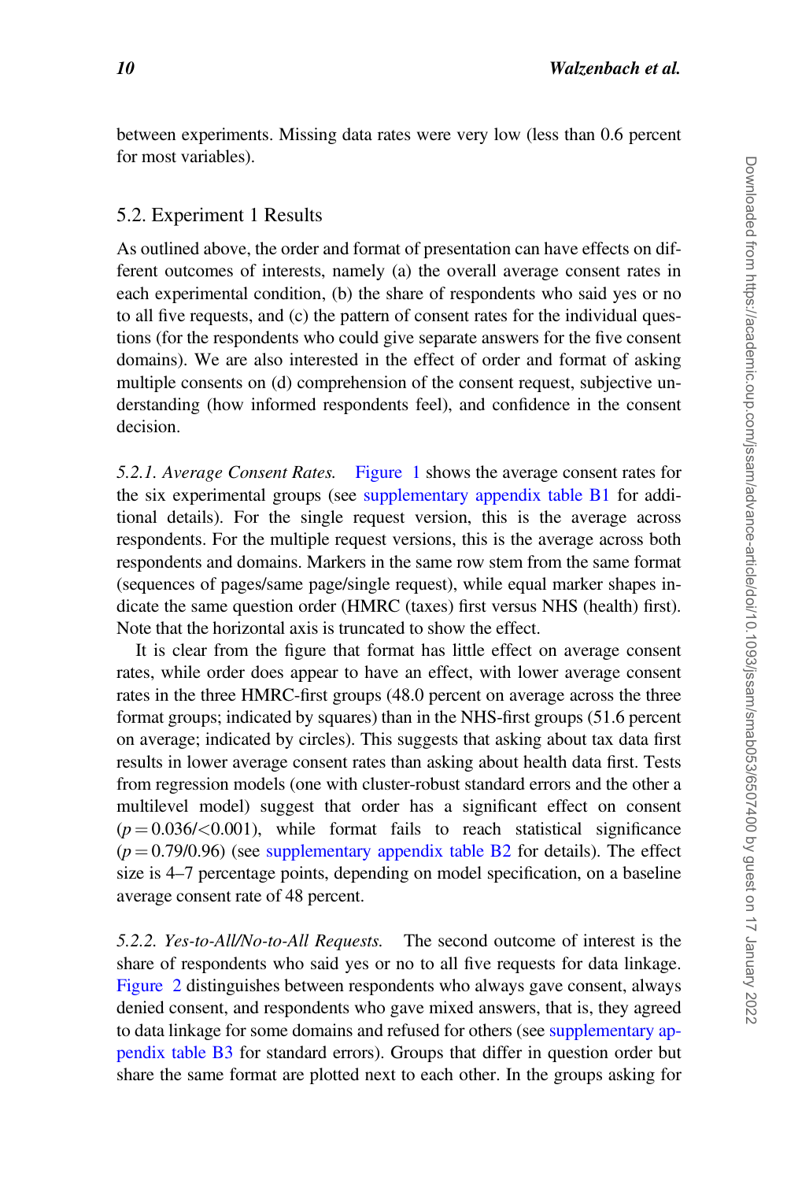between experiments. Missing data rates were very low (less than 0.6 percent for most variables).

## 5.2. Experiment 1 Results

As outlined above, the order and format of presentation can have effects on different outcomes of interests, namely (a) the overall average consent rates in each experimental condition, (b) the share of respondents who said yes or no to all five requests, and (c) the pattern of consent rates for the individual questions (for the respondents who could give separate answers for the five consent domains). We are also interested in the effect of order and format of asking multiple consents on (d) comprehension of the consent request, subjective understanding (how informed respondents feel), and confidence in the consent decision.

*5.2.1. Average Consent Rates.* Figure 1 shows the average consent rates for the six experimental groups (see supplementary appendix table B1 for additional details). For the single request version, this is the average across respondents. For the multiple request versions, this is the average across both respondents and domains. Markers in the same row stem from the same format (sequences of pages/same page/single request), while equal marker shapes indicate the same question order (HMRC (taxes) first versus NHS (health) first). Note that the horizontal axis is truncated to show the effect.

It is clear from the figure that format has little effect on average consent rates, while order does appear to have an effect, with lower average consent rates in the three HMRC-first groups (48.0 percent on average across the three format groups; indicated by squares) than in the NHS-first groups (51.6 percent on average; indicated by circles). This suggests that asking about tax data first results in lower average consent rates than asking about health data first. Tests from regression models (one with cluster-robust standard errors and the other a multilevel model) suggest that order has a significant effect on consent ($p = 0.036/<0.001$), while format fails to reach statistical significance ($p = 0.79/0.96$) (see supplementary appendix table B2 for details). The effect size is 4–7 percentage points, depending on model specification, on a baseline average consent rate of 48 percent.

*5.2.2. Yes-to-All/No-to-All Requests.* The second outcome of interest is the share of respondents who said yes or no to all five requests for data linkage. Figure 2 distinguishes between respondents who always gave consent, always denied consent, and respondents who gave mixed answers, that is, they agreed to data linkage for some domains and refused for others (see supplementary appendix table B3 for standard errors). Groups that differ in question order but share the same format are plotted next to each other. In the groups asking for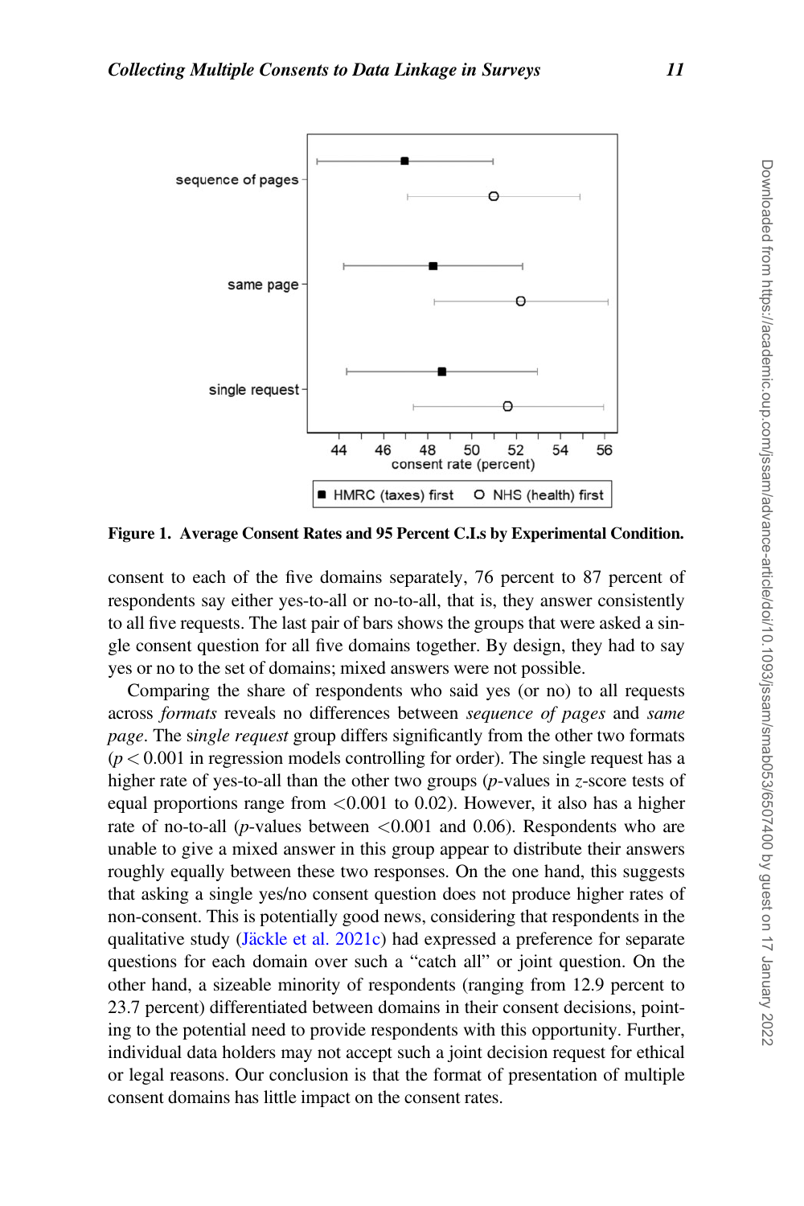Figure 1. **Average Consent Rates and 95 Percent C.I.s by Experimental Condition.**

consent to each of the five domains separately, 76 percent to 87 percent of respondents say either yes-to-all or no-to-all, that is, they answer consistently to all five requests. The last pair of bars shows the groups that were asked a single consent question for all five domains together. By design, they had to say yes or no to the set of domains; mixed answers were not possible.

Comparing the share of respondents who said yes (or no) to all requests across *formats* reveals no differences between *sequence of pages* and *same page*. The s*ingle request* group differs significantly from the other two formats ($p < 0.001$ in regression models controlling for order). The single request has a higher rate of yes-to-all than the other two groups ($p$-values in $z$-score tests of equal proportions range from $<0.001$ to 0.02). However, it also has a higher rate of no-to-all ($p$-values between $<0.001$ and 0.06). Respondents who are unable to give a mixed answer in this group appear to distribute their answers roughly equally between these two responses. On the one hand, this suggests that asking a single yes/no consent question does not produce higher rates of non-consent. This is potentially good news, considering that respondents in the qualitative study (Jäckle et al. 2021c) had expressed a preference for separate questions for each domain over such a "catch all" or joint question. On the other hand, a sizeable minority of respondents (ranging from 12.9 percent to 23.7 percent) differentiated between domains in their consent decisions, pointing to the potential need to provide respondents with this opportunity. Further, individual data holders may not accept such a joint decision request for ethical or legal reasons. Our conclusion is that the format of presentation of multiple consent domains has little impact on the consent rates.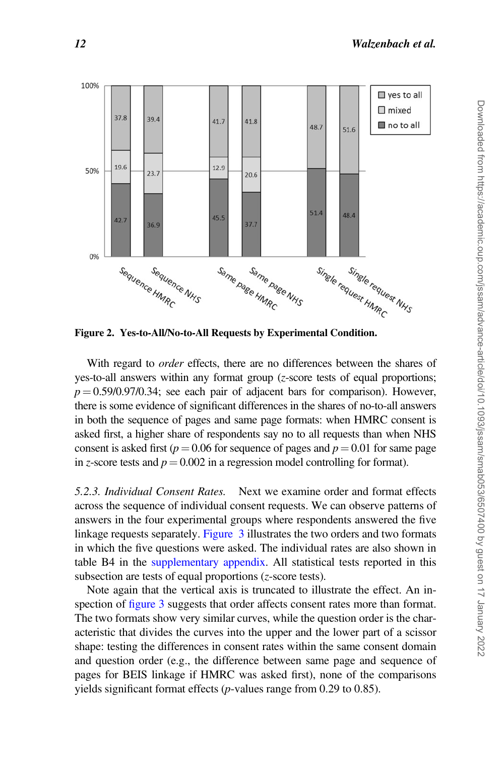**Figure 2. Yes-to-All/No-to-All Requests by Experimental Condition.**

With regard to *order* effects, there are no differences between the shares of yes-to-all answers within any format group (*z*-score tests of equal proportions; $p = 0.59/0.97/0.34$; see each pair of adjacent bars for comparison). However, there is some evidence of significant differences in the shares of no-to-all answers in both the sequence of pages and same page formats: when HMRC consent is asked first, a higher share of respondents say no to all requests than when NHS consent is asked first ($p = 0.06$ for sequence of pages and $p = 0.01$ for same page in *z*-score tests and $p = 0.002$ in a regression model controlling for format).

*5.2.3. Individual Consent Rates.* Next we examine order and format effects across the sequence of individual consent requests. We can observe patterns of answers in the four experimental groups where respondents answered the five linkage requests separately. Figure 3 illustrates the two orders and two formats in which the five questions were asked. The individual rates are also shown in table B4 in the supplementary appendix. All statistical tests reported in this subsection are tests of equal proportions (*z*-score tests).

Note again that the vertical axis is truncated to illustrate the effect. An inspection of figure 3 suggests that order affects consent rates more than format. The two formats show very similar curves, while the question order is the characteristic that divides the curves into the upper and the lower part of a scissor shape: testing the differences in consent rates within the same consent domain and question order (e.g., the difference between same page and sequence of pages for BEIS linkage if HMRC was asked first), none of the comparisons yields significant format effects (*p*-values range from 0.29 to 0.85).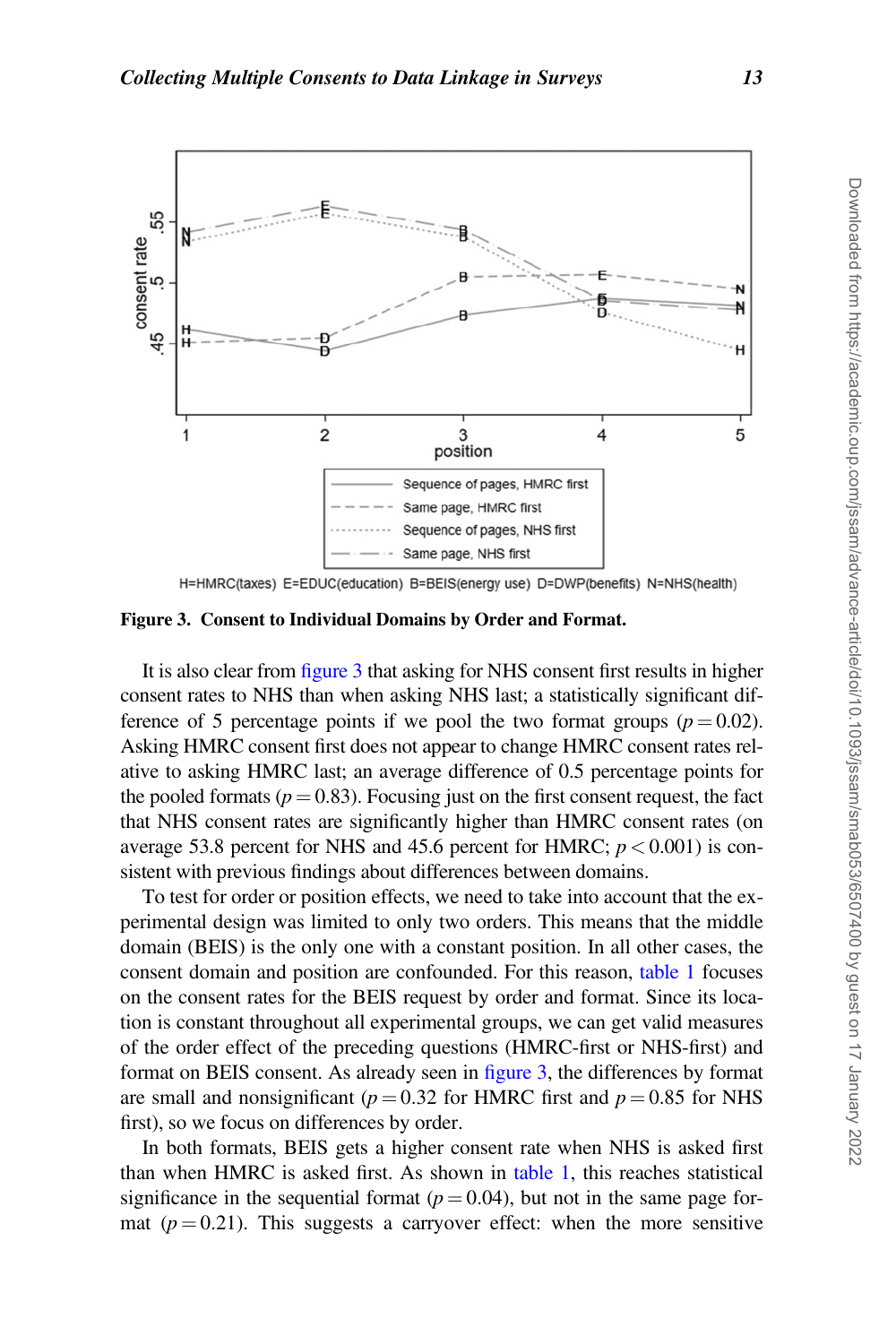**Figure 3. Consent to Individual Domains by Order and Format.**

It is also clear from figure 3 that asking for NHS consent first results in higher consent rates to NHS than when asking NHS last; a statistically significant difference of 5 percentage points if we pool the two format groups ($p = 0.02$). Asking HMRC consent first does not appear to change HMRC consent rates relative to asking HMRC last; an average difference of 0.5 percentage points for the pooled formats ($p = 0.83$). Focusing just on the first consent request, the fact that NHS consent rates are significantly higher than HMRC consent rates (on average 53.8 percent for NHS and 45.6 percent for HMRC; $p < 0.001$) is consistent with previous findings about differences between domains.

To test for order or position effects, we need to take into account that the experimental design was limited to only two orders. This means that the middle domain (BEIS) is the only one with a constant position. In all other cases, the consent domain and position are confounded. For this reason, table 1 focuses on the consent rates for the BEIS request by order and format. Since its location is constant throughout all experimental groups, we can get valid measures of the order effect of the preceding questions (HMRC-first or NHS-first) and format on BEIS consent. As already seen in figure 3, the differences by format are small and nonsignificant ($p = 0.32$ for HMRC first and $p = 0.85$ for NHS first), so we focus on differences by order.

In both formats, BEIS gets a higher consent rate when NHS is asked first than when HMRC is asked first. As shown in table 1, this reaches statistical significance in the sequential format ($p = 0.04$), but not in the same page format ($p = 0.21$). This suggests a carryover effect: when the more sensitive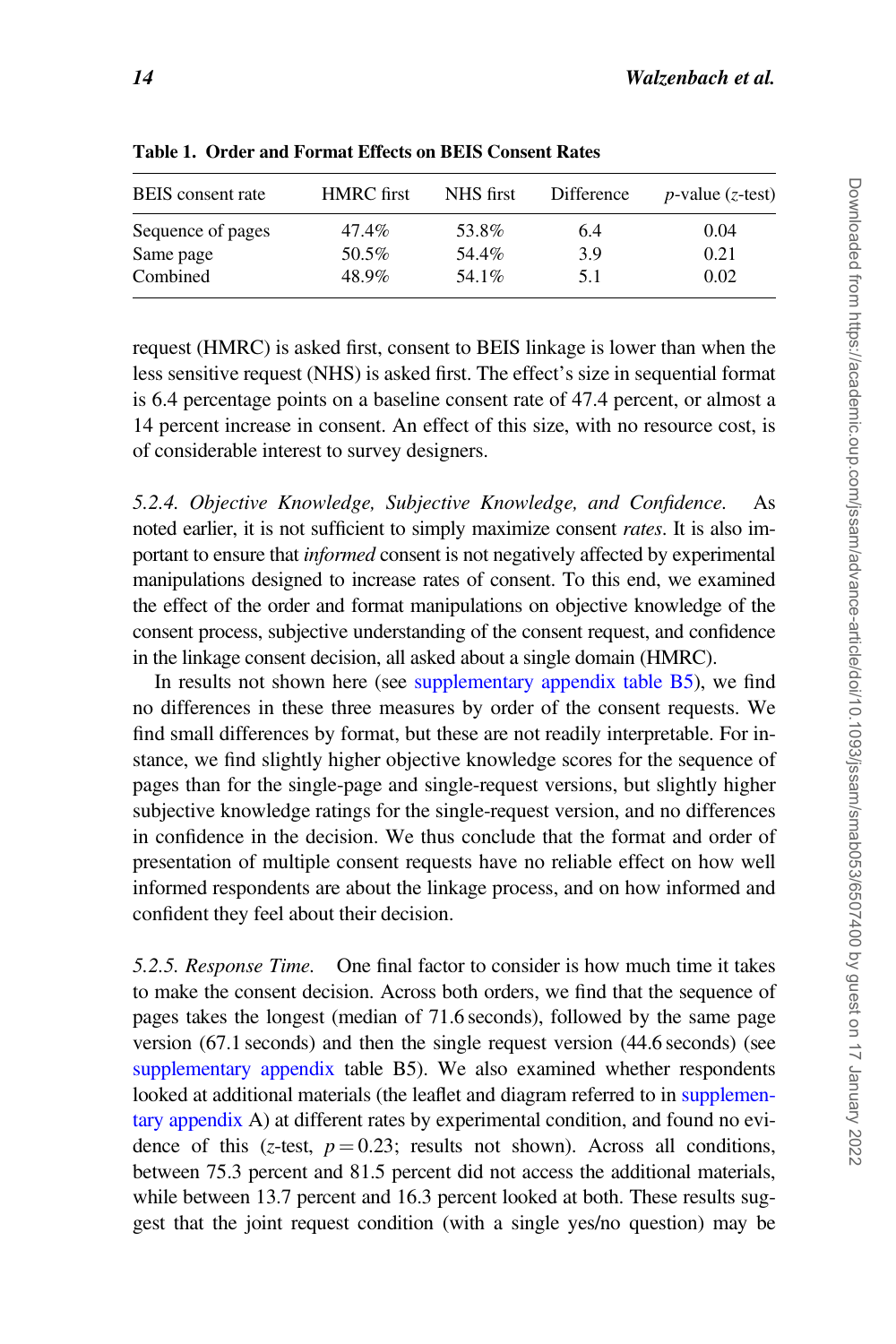**Table 1. Order and Format Effects on BEIS Consent Rates**

| BEIS consent rate | HMRC first | NHS first | Difference | *p*-value (*z*-test) |
|---|---|---|---|---|
| Sequence of pages | 47.4% | 53.8% | 6.4 | 0.04 |
| Same page | 50.5% | 54.4% | 3.9 | 0.21 |
| Combined | 48.9% | 54.1% | 5.1 | 0.02 |

request (HMRC) is asked first, consent to BEIS linkage is lower than when the less sensitive request (NHS) is asked first. The effect's size in sequential format is 6.4 percentage points on a baseline consent rate of 47.4 percent, or almost a 14 percent increase in consent. An effect of this size, with no resource cost, is of considerable interest to survey designers.

*5.2.4. Objective Knowledge, Subjective Knowledge, and Confidence.* As noted earlier, it is not sufficient to simply maximize consent *rates*. It is also important to ensure that *informed* consent is not negatively affected by experimental manipulations designed to increase rates of consent. To this end, we examined the effect of the order and format manipulations on objective knowledge of the consent process, subjective understanding of the consent request, and confidence in the linkage consent decision, all asked about a single domain (HMRC).

In results not shown here (see supplementary appendix table B5), we find no differences in these three measures by order of the consent requests. We find small differences by format, but these are not readily interpretable. For instance, we find slightly higher objective knowledge scores for the sequence of pages than for the single-page and single-request versions, but slightly higher subjective knowledge ratings for the single-request version, and no differences in confidence in the decision. We thus conclude that the format and order of presentation of multiple consent requests have no reliable effect on how well informed respondents are about the linkage process, and on how informed and confident they feel about their decision.

*5.2.5. Response Time.* One final factor to consider is how much time it takes to make the consent decision. Across both orders, we find that the sequence of pages takes the longest (median of 71.6 seconds), followed by the same page version (67.1 seconds) and then the single request version (44.6 seconds) (see supplementary appendix table B5). We also examined whether respondents looked at additional materials (the leaflet and diagram referred to in supplementary appendix A) at different rates by experimental condition, and found no evidence of this (*z*-test, $p = 0.23$; results not shown). Across all conditions, between 75.3 percent and 81.5 percent did not access the additional materials, while between 13.7 percent and 16.3 percent looked at both. These results suggest that the joint request condition (with a single yes/no question) may be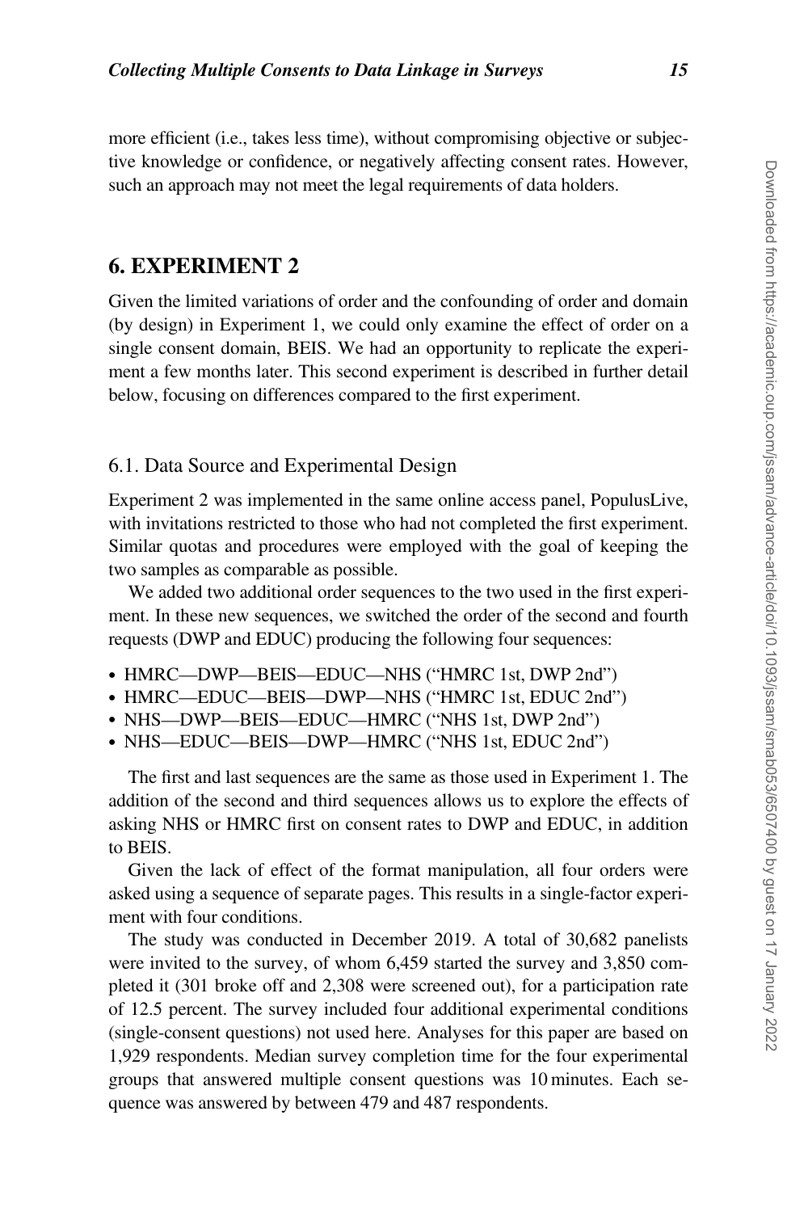more efficient (i.e., takes less time), without compromising objective or subjective knowledge or confidence, or negatively affecting consent rates. However, such an approach may not meet the legal requirements of data holders.

## 6. EXPERIMENT 2

Given the limited variations of order and the confounding of order and domain (by design) in Experiment 1, we could only examine the effect of order on a single consent domain, BEIS. We had an opportunity to replicate the experiment a few months later. This second experiment is described in further detail below, focusing on differences compared to the first experiment.

### 6.1. Data Source and Experimental Design

Experiment 2 was implemented in the same online access panel, PopulusLive, with invitations restricted to those who had not completed the first experiment. Similar quotas and procedures were employed with the goal of keeping the two samples as comparable as possible.

We added two additional order sequences to the two used in the first experiment. In these new sequences, we switched the order of the second and fourth requests (DWP and EDUC) producing the following four sequences:

- HMRC—DWP—BEIS—EDUC—NHS ("HMRC 1st, DWP 2nd")
- HMRC—EDUC—BEIS—DWP—NHS ("HMRC 1st, EDUC 2nd")
- NHS—DWP—BEIS—EDUC—HMRC ("NHS 1st, DWP 2nd")
- NHS—EDUC—BEIS—DWP—HMRC ("NHS 1st, EDUC 2nd")

The first and last sequences are the same as those used in Experiment 1. The addition of the second and third sequences allows us to explore the effects of asking NHS or HMRC first on consent rates to DWP and EDUC, in addition to BEIS.

Given the lack of effect of the format manipulation, all four orders were asked using a sequence of separate pages. This results in a single-factor experiment with four conditions.

The study was conducted in December 2019. A total of 30,682 panelists were invited to the survey, of whom 6,459 started the survey and 3,850 completed it (301 broke off and 2,308 were screened out), for a participation rate of 12.5 percent. The survey included four additional experimental conditions (single-consent questions) not used here. Analyses for this paper are based on 1,929 respondents. Median survey completion time for the four experimental groups that answered multiple consent questions was 10 minutes. Each sequence was answered by between 479 and 487 respondents.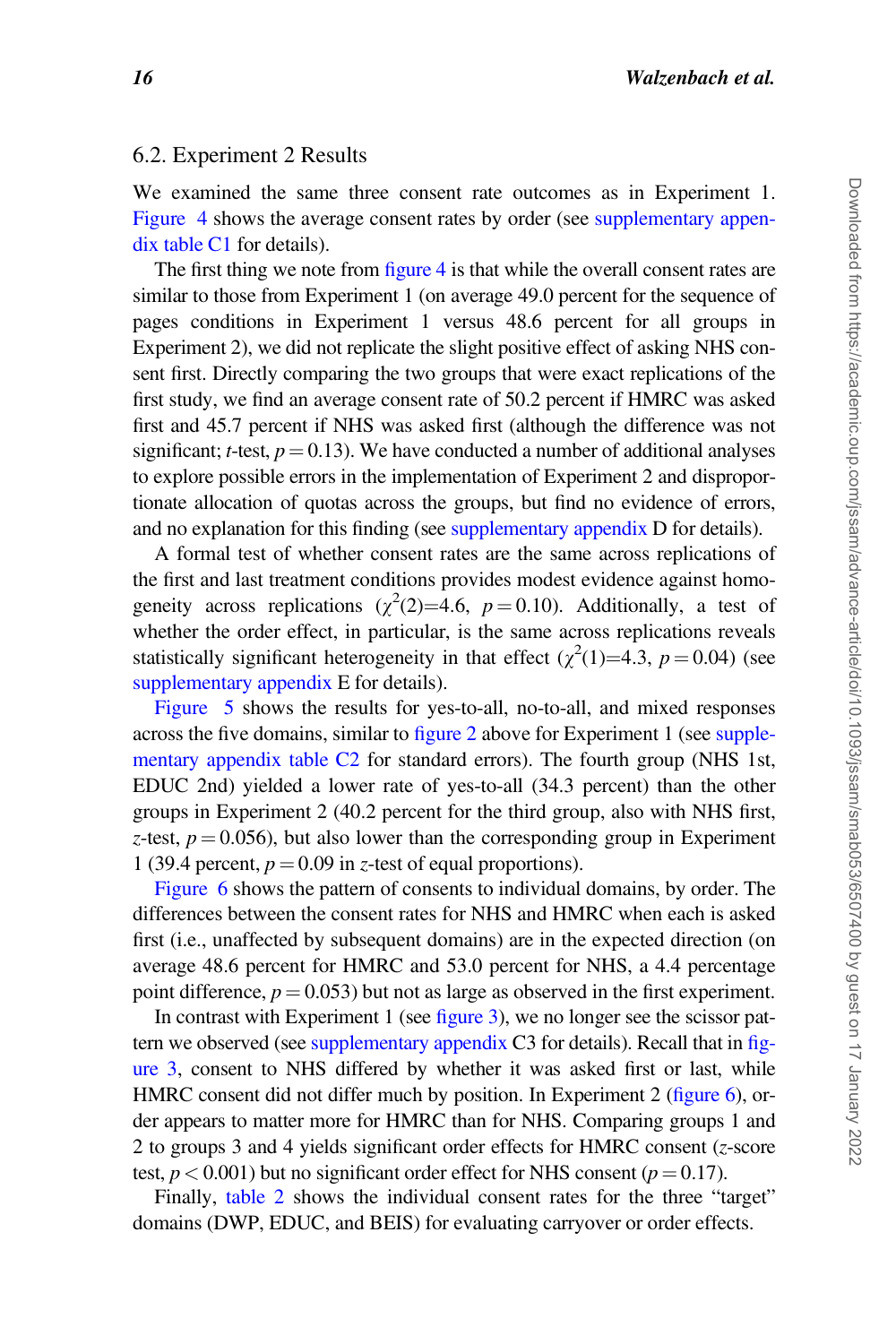## 6.2. Experiment 2 Results

We examined the same three consent rate outcomes as in Experiment 1. Figure 4 shows the average consent rates by order (see supplementary appendix table C1 for details).

The first thing we note from figure 4 is that while the overall consent rates are similar to those from Experiment 1 (on average 49.0 percent for the sequence of pages conditions in Experiment 1 versus 48.6 percent for all groups in Experiment 2), we did not replicate the slight positive effect of asking NHS consent first. Directly comparing the two groups that were exact replications of the first study, we find an average consent rate of 50.2 percent if HMRC was asked first and 45.7 percent if NHS was asked first (although the difference was not significant; *t*-test, $p = 0.13$). We have conducted a number of additional analyses to explore possible errors in the implementation of Experiment 2 and disproportionate allocation of quotas across the groups, but find no evidence of errors, and no explanation for this finding (see supplementary appendix D for details).

A formal test of whether consent rates are the same across replications of the first and last treatment conditions provides modest evidence against homogeneity across replications ($\chi^2(2)$=4.6, $p = 0.10$). Additionally, a test of whether the order effect, in particular, is the same across replications reveals statistically significant heterogeneity in that effect ($\chi^2(1)$=4.3, $p = 0.04$) (see supplementary appendix E for details).

Figure 5 shows the results for yes-to-all, no-to-all, and mixed responses across the five domains, similar to figure 2 above for Experiment 1 (see supplementary appendix table C2 for standard errors). The fourth group (NHS 1st, EDUC 2nd) yielded a lower rate of yes-to-all (34.3 percent) than the other groups in Experiment 2 (40.2 percent for the third group, also with NHS first, *z*-test, $p = 0.056$), but also lower than the corresponding group in Experiment 1 (39.4 percent, $p = 0.09$ in *z*-test of equal proportions).

Figure 6 shows the pattern of consents to individual domains, by order. The differences between the consent rates for NHS and HMRC when each is asked first (i.e., unaffected by subsequent domains) are in the expected direction (on average 48.6 percent for HMRC and 53.0 percent for NHS, a 4.4 percentage point difference, $p = 0.053$) but not as large as observed in the first experiment.

In contrast with Experiment 1 (see figure 3), we no longer see the scissor pattern we observed (see supplementary appendix C3 for details). Recall that in figure 3, consent to NHS differed by whether it was asked first or last, while HMRC consent did not differ much by position. In Experiment 2 (figure 6), order appears to matter more for HMRC than for NHS. Comparing groups 1 and 2 to groups 3 and 4 yields significant order effects for HMRC consent (*z*-score test, $p < 0.001$) but no significant order effect for NHS consent ($p = 0.17$).

Finally, table 2 shows the individual consent rates for the three "target" domains (DWP, EDUC, and BEIS) for evaluating carryover or order effects.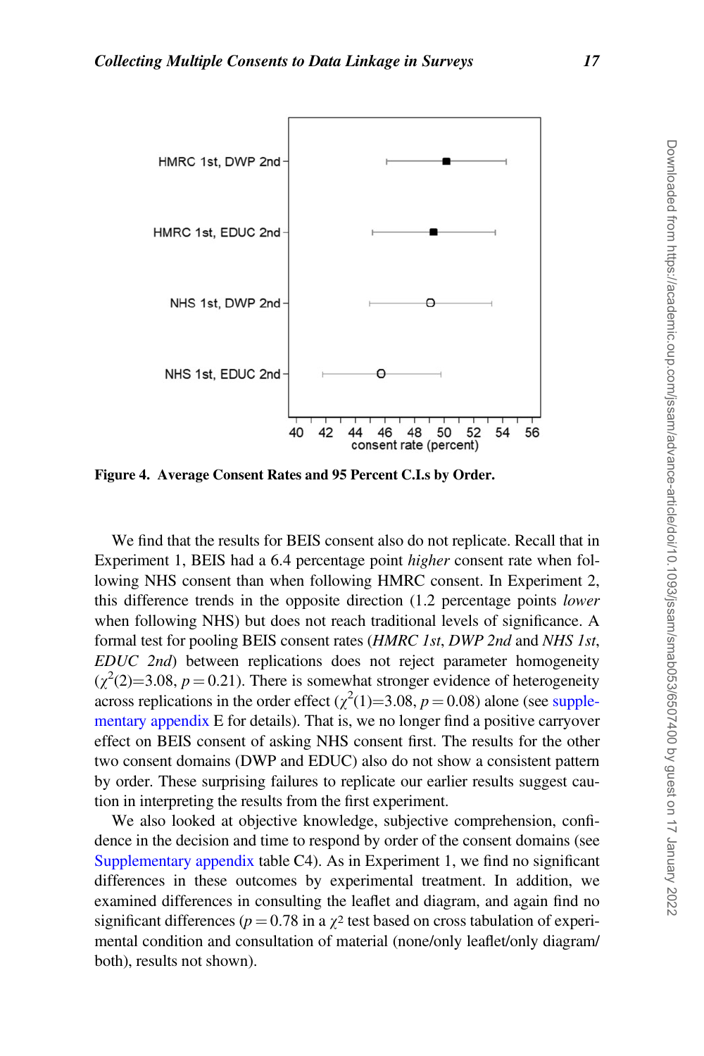Figure 4. **Average Consent Rates and 95 Percent C.I.s by Order.**

We find that the results for BEIS consent also do not replicate. Recall that in Experiment 1, BEIS had a 6.4 percentage point *higher* consent rate when following NHS consent than when following HMRC consent. In Experiment 2, this difference trends in the opposite direction (1.2 percentage points *lower* when following NHS) but does not reach traditional levels of significance. A formal test for pooling BEIS consent rates (*HMRC 1st*, *DWP 2nd* and *NHS 1st*, *EDUC 2nd*) between replications does not reject parameter homogeneity ($\chi^2(2)$=3.08, $p = 0.21$). There is somewhat stronger evidence of heterogeneity across replications in the order effect ($\chi^2(1)$=3.08, $p = 0.08$) alone (see supplementary appendix E for details). That is, we no longer find a positive carryover effect on BEIS consent of asking NHS consent first. The results for the other two consent domains (DWP and EDUC) also do not show a consistent pattern by order. These surprising failures to replicate our earlier results suggest caution in interpreting the results from the first experiment.

We also looked at objective knowledge, subjective comprehension, confidence in the decision and time to respond by order of the consent domains (see Supplementary appendix table C4). As in Experiment 1, we find no significant differences in these outcomes by experimental treatment. In addition, we examined differences in consulting the leaflet and diagram, and again find no significant differences ($p = 0.78$ in a $\chi^2$ test based on cross tabulation of experimental condition and consultation of material (none/only leaflet/only diagram/both), results not shown).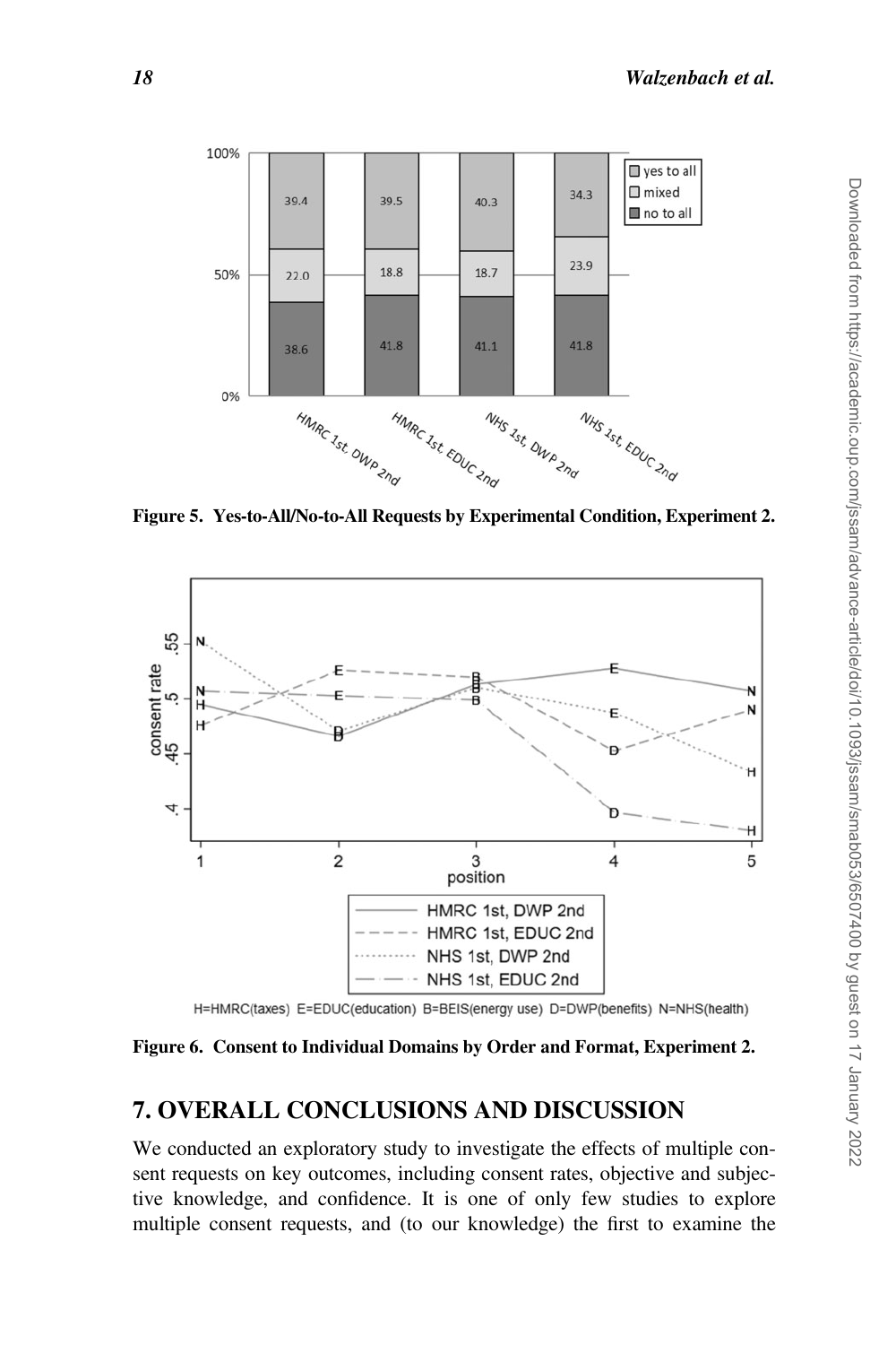Figure 5. Yes-to-All/No-to-All Requests by Experimental Condition, Experiment 2.

Figure 6. Consent to Individual Domains by Order and Format, Experiment 2.

## 7. OVERALL CONCLUSIONS AND DISCUSSION

We conducted an exploratory study to investigate the effects of multiple consent requests on key outcomes, including consent rates, objective and subjective knowledge, and confidence. It is one of only few studies to explore multiple consent requests, and (to our knowledge) the first to examine the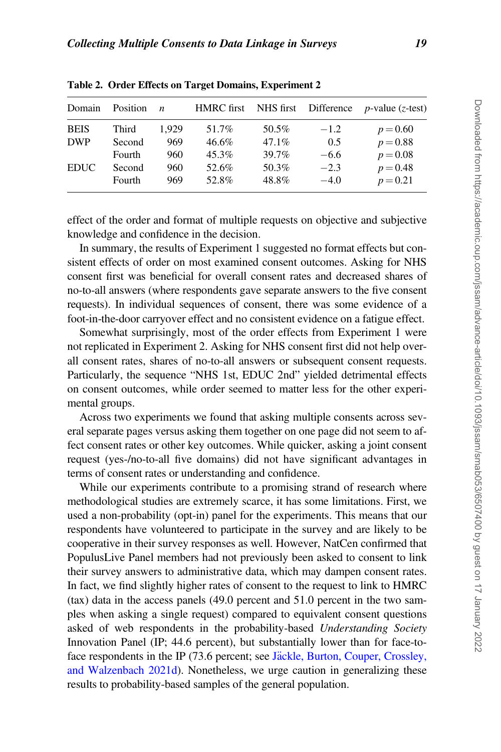**Table 2. Order Effects on Target Domains, Experiment 2**

| Domain | Position | $n$ | HMRC first | NHS first | Difference | $p$-value ($z$-test) |
|---|---|---|---|---|---|---|
| BEIS | Third | 1,929 | 51.7% | 50.5% | −1.2 | $p = 0.60$ |
| DWP | Second | 969 | 46.6% | 47.1% | 0.5 | $p = 0.88$ |
| | Fourth | 960 | 45.3% | 39.7% | −6.6 | $p = 0.08$ |
| EDUC | Second | 960 | 52.6% | 50.3% | −2.3 | $p = 0.48$ |
| | Fourth | 969 | 52.8% | 48.8% | −4.0 | $p = 0.21$ |

effect of the order and format of multiple requests on objective and subjective knowledge and confidence in the decision.

In summary, the results of Experiment 1 suggested no format effects but consistent effects of order on most examined consent outcomes. Asking for NHS consent first was beneficial for overall consent rates and decreased shares of no-to-all answers (where respondents gave separate answers to the five consent requests). In individual sequences of consent, there was some evidence of a foot-in-the-door carryover effect and no consistent evidence on a fatigue effect.

Somewhat surprisingly, most of the order effects from Experiment 1 were not replicated in Experiment 2. Asking for NHS consent first did not help overall consent rates, shares of no-to-all answers or subsequent consent requests. Particularly, the sequence "NHS 1st, EDUC 2nd" yielded detrimental effects on consent outcomes, while order seemed to matter less for the other experimental groups.

Across two experiments we found that asking multiple consents across several separate pages versus asking them together on one page did not seem to affect consent rates or other key outcomes. While quicker, asking a joint consent request (yes-/no-to-all five domains) did not have significant advantages in terms of consent rates or understanding and confidence.

While our experiments contribute to a promising strand of research where methodological studies are extremely scarce, it has some limitations. First, we used a non-probability (opt-in) panel for the experiments. This means that our respondents have volunteered to participate in the survey and are likely to be cooperative in their survey responses as well. However, NatCen confirmed that PopulusLive Panel members had not previously been asked to consent to link their survey answers to administrative data, which may dampen consent rates. In fact, we find slightly higher rates of consent to the request to link to HMRC (tax) data in the access panels (49.0 percent and 51.0 percent in the two samples when asking a single request) compared to equivalent consent questions asked of web respondents in the probability-based *Understanding Society* Innovation Panel (IP; 44.6 percent), but substantially lower than for face-to-face respondents in the IP (73.6 percent; see Jäckle, Burton, Couper, Crossley, and Walzenbach 2021d). Nonetheless, we urge caution in generalizing these results to probability-based samples of the general population.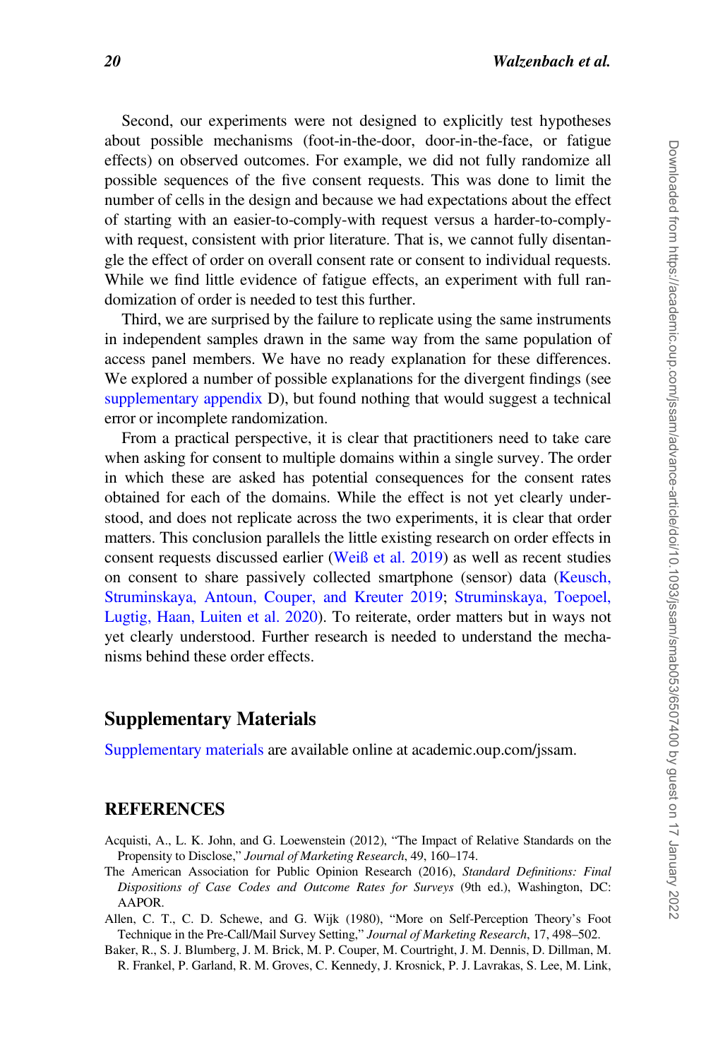Second, our experiments were not designed to explicitly test hypotheses about possible mechanisms (foot-in-the-door, door-in-the-face, or fatigue effects) on observed outcomes. For example, we did not fully randomize all possible sequences of the five consent requests. This was done to limit the number of cells in the design and because we had expectations about the effect of starting with an easier-to-comply-with request versus a harder-to-comply-with request, consistent with prior literature. That is, we cannot fully disentangle the effect of order on overall consent rate or consent to individual requests. While we find little evidence of fatigue effects, an experiment with full randomization of order is needed to test this further.

Third, we are surprised by the failure to replicate using the same instruments in independent samples drawn in the same way from the same population of access panel members. We have no ready explanation for these differences. We explored a number of possible explanations for the divergent findings (see supplementary appendix D), but found nothing that would suggest a technical error or incomplete randomization.

From a practical perspective, it is clear that practitioners need to take care when asking for consent to multiple domains within a single survey. The order in which these are asked has potential consequences for the consent rates obtained for each of the domains. While the effect is not yet clearly understood, and does not replicate across the two experiments, it is clear that order matters. This conclusion parallels the little existing research on order effects in consent requests discussed earlier (Weiß et al. 2019) as well as recent studies on consent to share passively collected smartphone (sensor) data (Keusch, Struminskaya, Antoun, Couper, and Kreuter 2019; Struminskaya, Toepoel, Lugtig, Haan, Luiten et al. 2020). To reiterate, order matters but in ways not yet clearly understood. Further research is needed to understand the mechanisms behind these order effects.

## Supplementary Materials

Supplementary materials are available online at academic.oup.com/jssam.

## REFERENCES

Acquisti, A., L. K. John, and G. Loewenstein (2012), "The Impact of Relative Standards on the Propensity to Disclose," *Journal of Marketing Research*, 49, 160–174.

The American Association for Public Opinion Research (2016), *Standard Definitions: Final Dispositions of Case Codes and Outcome Rates for Surveys* (9th ed.), Washington, DC: AAPOR.

Allen, C. T., C. D. Schewe, and G. Wijk (1980), "More on Self-Perception Theory's Foot Technique in the Pre-Call/Mail Survey Setting," *Journal of Marketing Research*, 17, 498–502.

Baker, R., S. J. Blumberg, J. M. Brick, M. P. Couper, M. Courtright, J. M. Dennis, D. Dillman, M. R. Frankel, P. Garland, R. M. Groves, C. Kennedy, J. Krosnick, P. J. Lavrakas, S. Lee, M. Link,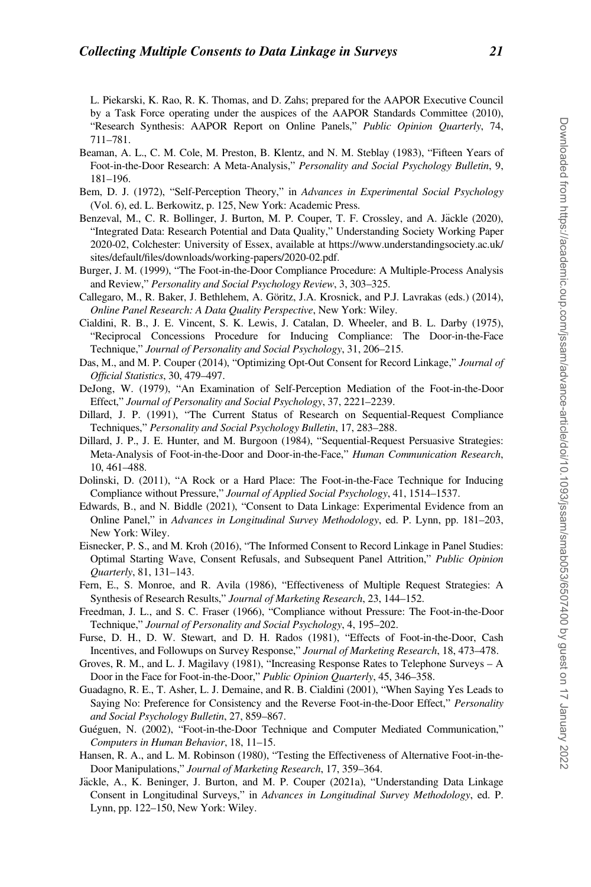L. Piekarski, K. Rao, R. K. Thomas, and D. Zahs; prepared for the AAPOR Executive Council by a Task Force operating under the auspices of the AAPOR Standards Committee (2010), "Research Synthesis: AAPOR Report on Online Panels," *Public Opinion Quarterly*, 74, 711–781.

Beaman, A. L., C. M. Cole, M. Preston, B. Klentz, and N. M. Steblay (1983), "Fifteen Years of Foot-in-the-Door Research: A Meta-Analysis," *Personality and Social Psychology Bulletin*, 9, 181–196.

Bem, D. J. (1972), "Self-Perception Theory," in *Advances in Experimental Social Psychology* (Vol. 6), ed. L. Berkowitz, p. 125, New York: Academic Press.

Benzeval, M., C. R. Bollinger, J. Burton, M. P. Couper, T. F. Crossley, and A. Jäckle (2020), "Integrated Data: Research Potential and Data Quality," Understanding Society Working Paper 2020-02, Colchester: University of Essex, available at https://www.understandingsociety.ac.uk/sites/default/files/downloads/working-papers/2020-02.pdf.

Burger, J. M. (1999), "The Foot-in-the-Door Compliance Procedure: A Multiple-Process Analysis and Review," *Personality and Social Psychology Review*, 3, 303–325.

Callegaro, M., R. Baker, J. Bethlehem, A. Göritz, J.A. Krosnick, and P.J. Lavrakas (eds.) (2014), *Online Panel Research: A Data Quality Perspective*, New York: Wiley.

Cialdini, R. B., J. E. Vincent, S. K. Lewis, J. Catalan, D. Wheeler, and B. L. Darby (1975), "Reciprocal Concessions Procedure for Inducing Compliance: The Door-in-the-Face Technique," *Journal of Personality and Social Psychology*, 31, 206–215.

Das, M., and M. P. Couper (2014), "Optimizing Opt-Out Consent for Record Linkage," *Journal of Official Statistics*, 30, 479–497.

DeJong, W. (1979), "An Examination of Self-Perception Mediation of the Foot-in-the-Door Effect," *Journal of Personality and Social Psychology*, 37, 2221–2239.

Dillard, J. P. (1991), "The Current Status of Research on Sequential-Request Compliance Techniques," *Personality and Social Psychology Bulletin*, 17, 283–288.

Dillard, J. P., J. E. Hunter, and M. Burgoon (1984), "Sequential-Request Persuasive Strategies: Meta-Analysis of Foot-in-the-Door and Door-in-the-Face," *Human Communication Research*, 10, 461–488.

Dolinski, D. (2011), "A Rock or a Hard Place: The Foot-in-the-Face Technique for Inducing Compliance without Pressure," *Journal of Applied Social Psychology*, 41, 1514–1537.

Edwards, B., and N. Biddle (2021), "Consent to Data Linkage: Experimental Evidence from an Online Panel," in *Advances in Longitudinal Survey Methodology*, ed. P. Lynn, pp. 181–203, New York: Wiley.

Eisnecker, P. S., and M. Kroh (2016), "The Informed Consent to Record Linkage in Panel Studies: Optimal Starting Wave, Consent Refusals, and Subsequent Panel Attrition," *Public Opinion Quarterly*, 81, 131–143.

Fern, E., S. Monroe, and R. Avila (1986), "Effectiveness of Multiple Request Strategies: A Synthesis of Research Results," *Journal of Marketing Research*, 23, 144–152.

Freedman, J. L., and S. C. Fraser (1966), "Compliance without Pressure: The Foot-in-the-Door Technique," *Journal of Personality and Social Psychology*, 4, 195–202.

Furse, D. H., D. W. Stewart, and D. H. Rados (1981), "Effects of Foot-in-the-Door, Cash Incentives, and Followups on Survey Response," *Journal of Marketing Research*, 18, 473–478.

Groves, R. M., and L. J. Magilavy (1981), "Increasing Response Rates to Telephone Surveys – A Door in the Face for Foot-in-the-Door," *Public Opinion Quarterly*, 45, 346–358.

Guadagno, R. E., T. Asher, L. J. Demaine, and R. B. Cialdini (2001), "When Saying Yes Leads to Saying No: Preference for Consistency and the Reverse Foot-in-the-Door Effect," *Personality and Social Psychology Bulletin*, 27, 859–867.

Guéguen, N. (2002), "Foot-in-the-Door Technique and Computer Mediated Communication," *Computers in Human Behavior*, 18, 11–15.

Hansen, R. A., and L. M. Robinson (1980), "Testing the Effectiveness of Alternative Foot-in-the-Door Manipulations," *Journal of Marketing Research*, 17, 359–364.

Jäckle, A., K. Beninger, J. Burton, and M. P. Couper (2021a), "Understanding Data Linkage Consent in Longitudinal Surveys," in *Advances in Longitudinal Survey Methodology*, ed. P. Lynn, pp. 122–150, New York: Wiley.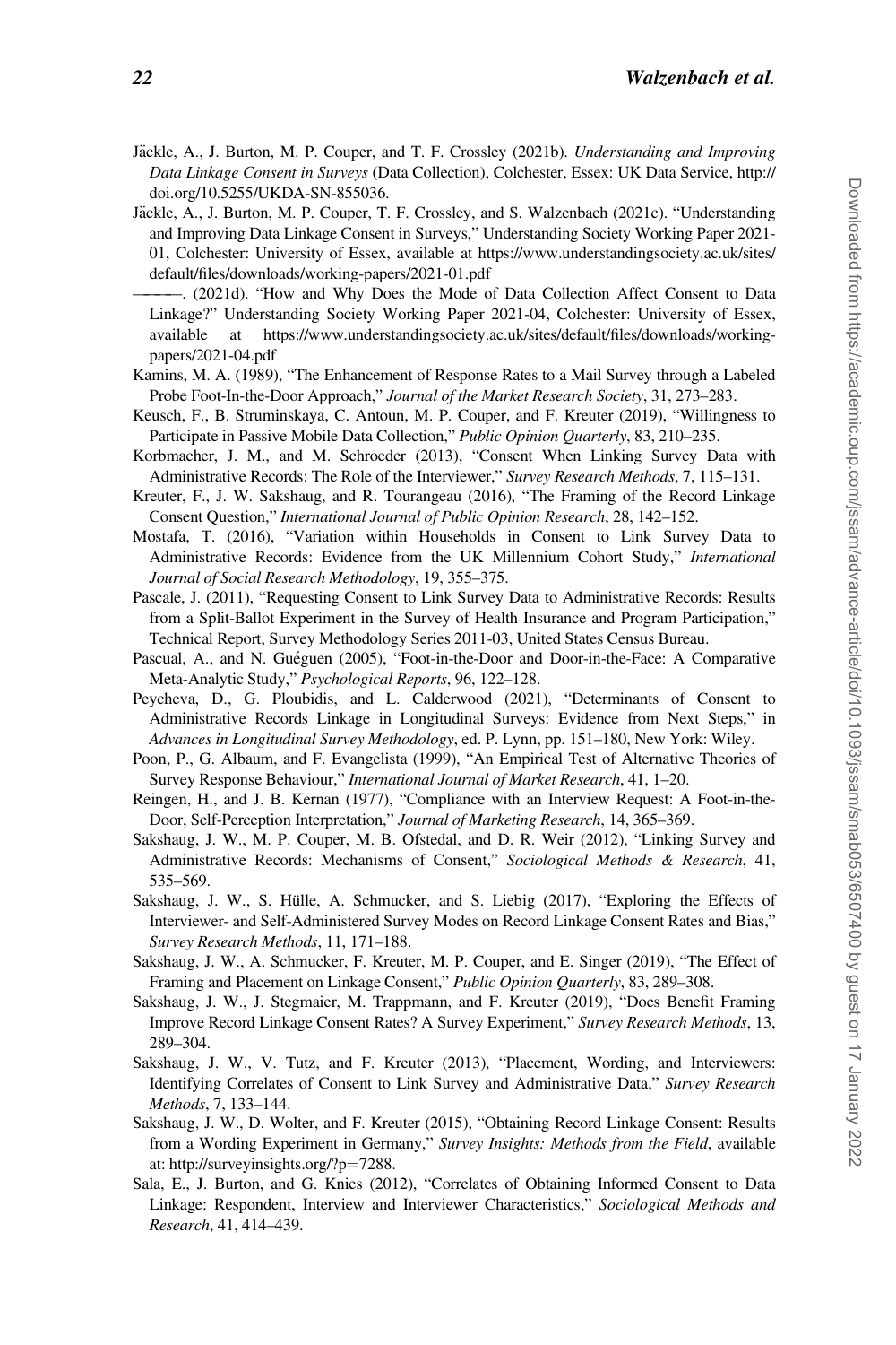Jäckle, A., J. Burton, M. P. Couper, and T. F. Crossley (2021b). *Understanding and Improving Data Linkage Consent in Surveys* (Data Collection), Colchester, Essex: UK Data Service, http://doi.org/10.5255/UKDA-SN-855036.

Jäckle, A., J. Burton, M. P. Couper, T. F. Crossley, and S. Walzenbach (2021c). "Understanding and Improving Data Linkage Consent in Surveys," Understanding Society Working Paper 2021-01, Colchester: University of Essex, available at https://www.understandingsociety.ac.uk/sites/default/files/downloads/working-papers/2021-01.pdf

———. (2021d). "How and Why Does the Mode of Data Collection Affect Consent to Data Linkage?" Understanding Society Working Paper 2021-04, Colchester: University of Essex, available at https://www.understandingsociety.ac.uk/sites/default/files/downloads/working-papers/2021-04.pdf

Kamins, M. A. (1989), "The Enhancement of Response Rates to a Mail Survey through a Labeled Probe Foot-In-the-Door Approach," *Journal of the Market Research Society*, 31, 273–283.

Keusch, F., B. Struminskaya, C. Antoun, M. P. Couper, and F. Kreuter (2019), "Willingness to Participate in Passive Mobile Data Collection," *Public Opinion Quarterly*, 83, 210–235.

Korbmacher, J. M., and M. Schroeder (2013), "Consent When Linking Survey Data with Administrative Records: The Role of the Interviewer," *Survey Research Methods*, 7, 115–131.

Kreuter, F., J. W. Sakshaug, and R. Tourangeau (2016), "The Framing of the Record Linkage Consent Question," *International Journal of Public Opinion Research*, 28, 142–152.

Mostafa, T. (2016), "Variation within Households in Consent to Link Survey Data to Administrative Records: Evidence from the UK Millennium Cohort Study," *International Journal of Social Research Methodology*, 19, 355–375.

Pascale, J. (2011), "Requesting Consent to Link Survey Data to Administrative Records: Results from a Split-Ballot Experiment in the Survey of Health Insurance and Program Participation," Technical Report, Survey Methodology Series 2011-03, United States Census Bureau.

Pascual, A., and N. Guéguen (2005), "Foot-in-the-Door and Door-in-the-Face: A Comparative Meta-Analytic Study," *Psychological Reports*, 96, 122–128.

Peycheva, D., G. Ploubidis, and L. Calderwood (2021), "Determinants of Consent to Administrative Records Linkage in Longitudinal Surveys: Evidence from Next Steps," in *Advances in Longitudinal Survey Methodology*, ed. P. Lynn, pp. 151–180, New York: Wiley.

Poon, P., G. Albaum, and F. Evangelista (1999), "An Empirical Test of Alternative Theories of Survey Response Behaviour," *International Journal of Market Research*, 41, 1–20.

Reingen, H., and J. B. Kernan (1977), "Compliance with an Interview Request: A Foot-in-the-Door, Self-Perception Interpretation," *Journal of Marketing Research*, 14, 365–369.

Sakshaug, J. W., M. P. Couper, M. B. Ofstedal, and D. R. Weir (2012), "Linking Survey and Administrative Records: Mechanisms of Consent," *Sociological Methods & Research*, 41, 535–569.

Sakshaug, J. W., S. Hülle, A. Schmucker, and S. Liebig (2017), "Exploring the Effects of Interviewer- and Self-Administered Survey Modes on Record Linkage Consent Rates and Bias," *Survey Research Methods*, 11, 171–188.

Sakshaug, J. W., A. Schmucker, F. Kreuter, M. P. Couper, and E. Singer (2019), "The Effect of Framing and Placement on Linkage Consent," *Public Opinion Quarterly*, 83, 289–308.

Sakshaug, J. W., J. Stegmaier, M. Trappmann, and F. Kreuter (2019), "Does Benefit Framing Improve Record Linkage Consent Rates? A Survey Experiment," *Survey Research Methods*, 13, 289–304.

Sakshaug, J. W., V. Tutz, and F. Kreuter (2013), "Placement, Wording, and Interviewers: Identifying Correlates of Consent to Link Survey and Administrative Data," *Survey Research Methods*, 7, 133–144.

Sakshaug, J. W., D. Wolter, and F. Kreuter (2015), "Obtaining Record Linkage Consent: Results from a Wording Experiment in Germany," *Survey Insights: Methods from the Field*, available at: http://surveyinsights.org/?p=7288.

Sala, E., J. Burton, and G. Knies (2012), "Correlates of Obtaining Informed Consent to Data Linkage: Respondent, Interview and Interviewer Characteristics," *Sociological Methods and Research*, 41, 414–439.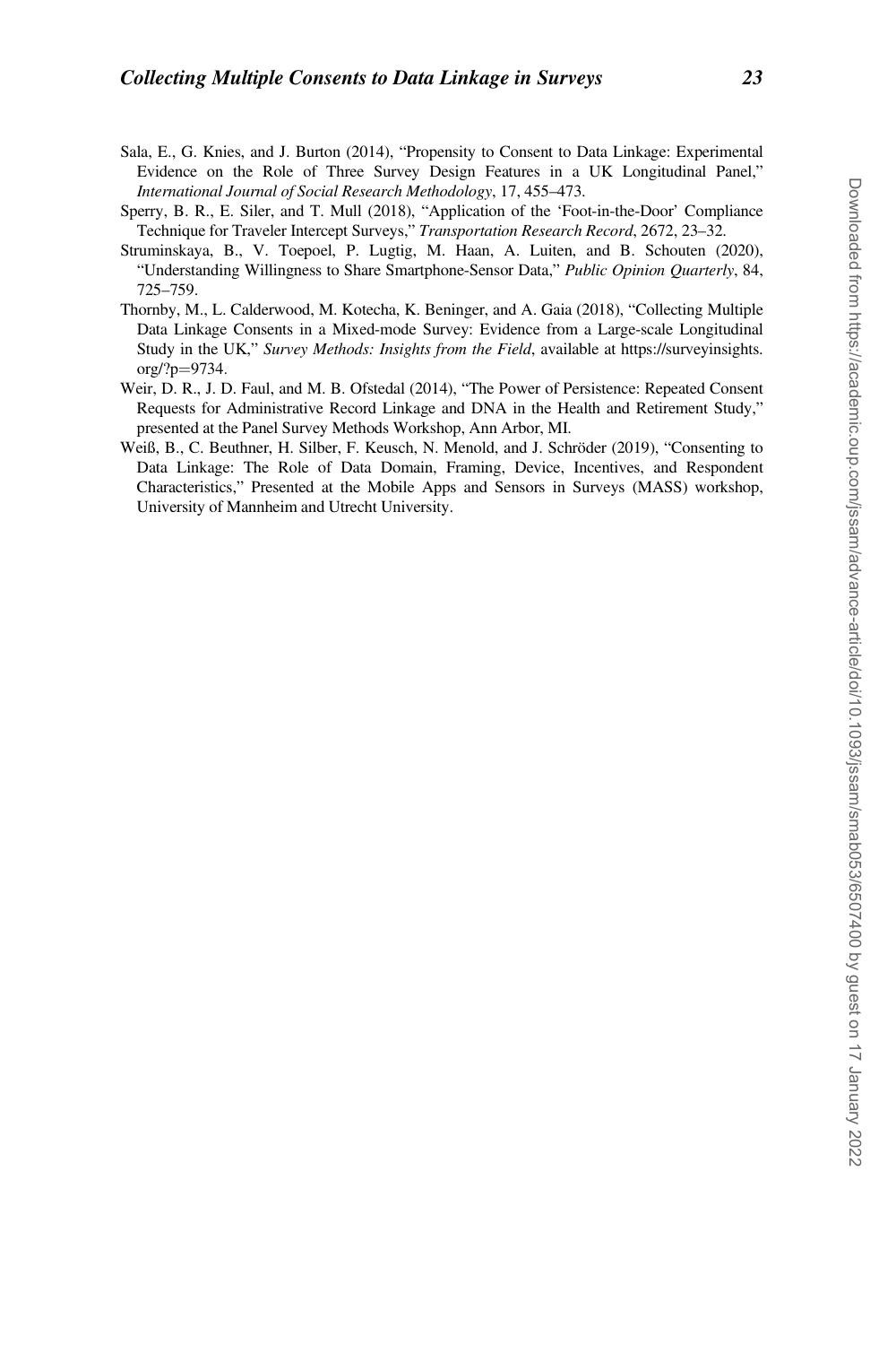Sala, E., G. Knies, and J. Burton (2014), "Propensity to Consent to Data Linkage: Experimental Evidence on the Role of Three Survey Design Features in a UK Longitudinal Panel," *International Journal of Social Research Methodology*, 17, 455–473.

Sperry, B. R., E. Siler, and T. Mull (2018), "Application of the 'Foot-in-the-Door' Compliance Technique for Traveler Intercept Surveys," *Transportation Research Record*, 2672, 23–32.

Struminskaya, B., V. Toepoel, P. Lugtig, M. Haan, A. Luiten, and B. Schouten (2020), "Understanding Willingness to Share Smartphone-Sensor Data," *Public Opinion Quarterly*, 84, 725–759.

Thornby, M., L. Calderwood, M. Kotecha, K. Beninger, and A. Gaia (2018), "Collecting Multiple Data Linkage Consents in a Mixed-mode Survey: Evidence from a Large-scale Longitudinal Study in the UK," *Survey Methods: Insights from the Field*, available at https://surveyinsights.org/?p=9734.

Weir, D. R., J. D. Faul, and M. B. Ofstedal (2014), "The Power of Persistence: Repeated Consent Requests for Administrative Record Linkage and DNA in the Health and Retirement Study," presented at the Panel Survey Methods Workshop, Ann Arbor, MI.

Weiß, B., C. Beuthner, H. Silber, F. Keusch, N. Menold, and J. Schröder (2019), "Consenting to Data Linkage: The Role of Data Domain, Framing, Device, Incentives, and Respondent Characteristics," Presented at the Mobile Apps and Sensors in Surveys (MASS) workshop, University of Mannheim and Utrecht University.